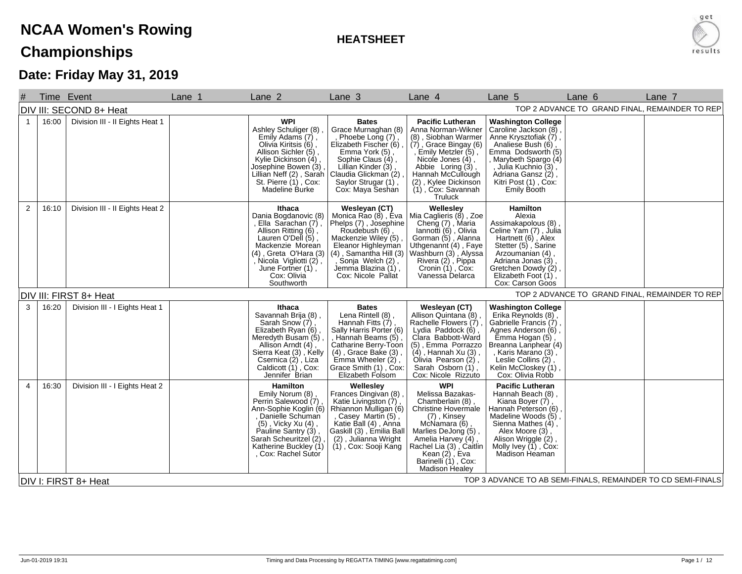# NCAA Women's Rowing Championships

## HEATSHEET

## Date: Friday May 31, 2019

| # | Time | Event | Lane 1 | Lane 2 | Lane 3 | Lane 4 | Lane 5 | Lane 6 | Lane 7 |
|---|---|---|---|---|---|---|---|---|---|
| **DIV III: SECOND 8+ Heat** | | | | | | | TOP 2 ADVANCE TO GRAND FINAL, REMAINDER TO REP | | |
| 1 | 16:00 | Division III - II Eights Heat 1 | | **WPI** Ashley Schuliger (8), Emily Adams (7), Olivia Kiritsis (6), Allison Sichler (5), Kylie Dickinson (4), Josephine Bowen (3), Lillian Neff (2), Sarah St. Pierre (1), Cox: Madeline Burke | **Bates** Grace Murnaghan (8), Phoebe Long (7), Elizabeth Fischer (6), Emma York (5), Sophie Claus (4), Lillian Kinder (3), Claudia Glickman (2), Saylor Strugar (1), Cox: Maya Seshan | **Pacific Lutheran** Anna Norman-Wikner (8), Siobhan Warmer (7), Grace Bingay (6), Emily Metzler (5), Nicole Jones (4), Abbie Loring (3), Hannah McCullough (2), Kylee Dickinson (1), Cox: Savannah Truluck | **Washington College** Caroline Jackson (8), Anne Krysztofiak (7), Analiese Bush (6), Emma Dodsworth (5), Marybeth Spargo (4), Julia Kuchnio (3), Adriana Gansz (2), Kitri Post (1), Cox: Emily Booth | | |
| 2 | 16:10 | Division III - II Eights Heat 2 | | **Ithaca** Dania Bogdanovic (8), Ella Sarachan (7), Allison Ritting (6), Lauren O'Dell (5), Mackenzie Morean (4), Greta O'Hara (3), Nicola Vigliotti (2), June Fortner (1), Cox: Olivia Southworth | **Wesleyan (CT)** Monica Rao (8), Eva Phelps (7), Josephine Roudebush (6), Mackenzie Wiley (5), Eleanor Highleyman (4), Samantha Hill (3), Sonja Welch (2), Jemma Blazina (1), Cox: Nicole Pallat | **Wellesley** Mia Caglieris (8), Zoe Cheng (7), Maria Iannotti (6), Olivia Gorman (5), Alanna Uthgenannt (4), Faye Washburn (3), Alyssa Rivera (2), Pippa Cronin (1), Cox: Vanessa Delarca | **Hamilton** Alexia Assimakapolous (8), Celine Yam (7), Julia Hartnett (6), Alex Stetter (5), Sarine Arzoumanian (4), Adriana Jonas (3), Gretchen Dowdy (2), Elizabeth Foot (1), Cox: Carson Goos | | |
| **DIV III: FIRST 8+ Heat** | | | | | | | TOP 2 ADVANCE TO GRAND FINAL, REMAINDER TO REP | | |
| 3 | 16:20 | Division III - I Eights Heat 1 | | **Ithaca** Savannah Brija (8), Sarah Snow (7), Elizabeth Ryan (6), Meredyth Busam (5), Allison Arndt (4), Sierra Keat (3), Kelly Csernica (2), Liza Caldicott (1), Cox: Jennifer Brian | **Bates** Lena Rintell (8), Hannah Fitts (7), Sally Harris Porter (6), Hannah Beams (5), Catharine Berry-Toon (4), Grace Bake (3), Emma Wheeler (2), Grace Smith (1), Cox: Elizabeth Folsom | **Wesleyan (CT)** Allison Quintana (8), Rachelle Flowers (7), Lydia Paddock (6), Clara Babbott-Ward (5), Emma Porrazzo (4), Hannah Xu (3), Olivia Pearson (2), Sarah Osborn (1), Cox: Nicole Rizzuto | **Washington College** Erika Reynolds (8), Gabrielle Francis (7), Agnes Anderson (6), Emma Hogan (5), Breanna Lanphear (4), Karis Marano (3), Leslie Collins (2), Kelin McCloskey (1), Cox: Olivia Robb | | |
| 4 | 16:30 | Division III - I Eights Heat 2 | | **Hamilton** Emily Norum (8), Perrin Salewood (7), Ann-Sophie Koglin (6), Danielle Schuman (5), Vicky Xu (4), Pauline Santry (3), Sarah Scheuritzel (2), Katherine Buckley (1), Cox: Rachel Sutor | **Wellesley** Frances Dingivan (8), Katie Livingston (7), Rhiannon Mulligan (6), Casey Martin (5), Katie Ball (4), Anna Gaskill (3), Emilia Ball (2), Julianna Wright (1), Cox: Sooji Kang | **WPI** Melissa Bazakas-Chamberlain (8), Christine Hovermale (7), Kinsey McNamara (6), Marlies DeJong (5), Amelia Harvey (4), Rachel Lia (3), Caitlin Kean (2), Eva Barinelli (1), Cox: Madison Healey | **Pacific Lutheran** Hannah Beach (8), Kiana Boyer (7), Hannah Peterson (6), Madeline Woods (5), Sienna Mathes (4), Alex Moore (3), Alison Wriggle (2), Molly Ivey (1), Cox: Madison Heaman | | |
| **DIV I: FIRST 8+ Heat** | | | | | | | TOP 3 ADVANCE TO AB SEMI-FINALS, REMAINDER TO CD SEMI-FINALS | | |

Jun-01-2019 19:31 — Timing and Data Processing by REGATTA TIMING [www.regattatiming.com]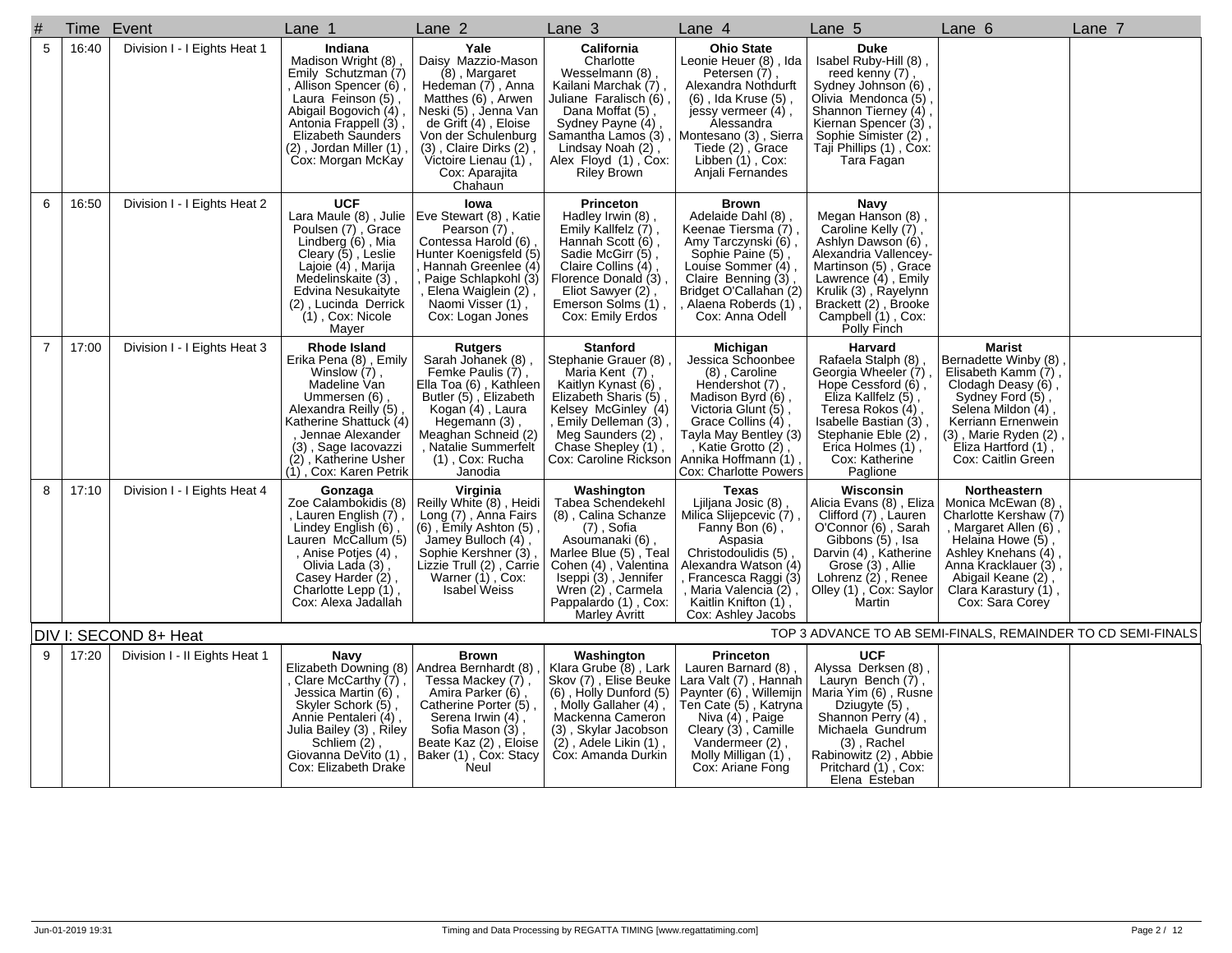| # | Time | Event | Lane 1 | Lane 2 | Lane 3 | Lane 4 | Lane 5 | Lane 6 | Lane 7 |
|---|---|---|---|---|---|---|---|---|---|
| 5 | 16:40 | Division I - I Eights Heat 1 | **Indiana** Madison Wright (8) , Emily Schutzman (7) , Allison Spencer (6) , Laura Feinson (5) , Abigail Bogovich (4) , Antonia Frappell (3) , Elizabeth Saunders (2) , Jordan Miller (1) , Cox: Morgan McKay | **Yale** Daisy Mazzio-Mason (8) , Margaret Hedeman (7) , Anna Matthes (6) , Arwen Neski (5) , Jenna Van de Grift (4) , Eloise Von der Schulenburg (3) , Claire Dirks (2) , Victoire Lienau (1) , Cox: Aparajita Chahaun | **California** Charlotte Wesselmann (8) , Kailani Marchak (7) , Juliane Faralisch (6) , Dana Moffat (5) , Sydney Payne (4) , Samantha Lamos (3) , Lindsay Noah (2) , Alex Floyd (1) , Cox: Riley Brown | **Ohio State** Leonie Heuer (8) , Ida Petersen (7) , Alexandra Nothdurft (6) , Ida Kruse (5) , jessy vermeer (4) , Alessandra Montesano (3) , Sierra Tiede (2) , Grace Libben (1) , Cox: Anjali Fernandes | **Duke** Isabel Ruby-Hill (8) , reed kenny (7) , Sydney Johnson (6) , Olivia Mendonca (5) , Shannon Tierney (4) , Kiernan Spencer (3) , Sophie Simister (2) , Taji Phillips (1) , Cox: Tara Fagan | | |
| 6 | 16:50 | Division I - I Eights Heat 2 | **UCF** Lara Maule (8) , Julie Poulsen (7) , Grace Lindberg (6) , Mia Cleary (5) , Leslie Lajoie (4) , Marija Medelinskaite (3) , Edvina Nesukaityte (2) , Lucinda Derrick (1) , Cox: Nicole Mayer | **Iowa** Eve Stewart (8) , Katie Pearson (7) , Contessa Harold (6) , Hunter Koenigsfeld (5) , Hannah Greenlee (4) , Paige Schlapkohl (3) , Elena Waiglein (2) , Naomi Visser (1) , Cox: Logan Jones | **Princeton** Hadley Irwin (8) , Emily Kallfelz (7) , Hannah Scott (6) , Sadie McGirr (5) , Claire Collins (4) , Florence Donald (3) , Eliot Sawyer (2) , Emerson Solms (1) , Cox: Emily Erdos | **Brown** Adelaide Dahl (8) , Keenae Tiersma (7) , Amy Tarczynski (6) , Sophie Paine (5) , Louise Sommer (4) , Claire Benning (3) , Bridget O'Callahan (2) , Alaena Roberds (1) , Cox: Anna Odell | **Navy** Megan Hanson (8) , Caroline Kelly (7) , Ashlyn Dawson (6) , Alexandria Vallencey-Martinson (5) , Grace Lawrence (4) , Emily Krulik (3) , Rayelynn Brackett (2) , Brooke Campbell (1) , Cox: Polly Finch | | |
| 7 | 17:00 | Division I - I Eights Heat 3 | **Rhode Island** Erika Pena (8) , Emily Winslow (7) , Madeline Van Ummersen (6) , Alexandra Reilly (5) , Katherine Shattuck (4) , Jennae Alexander (3) , Sage Iacovazzi (2) , Katherine Usher (1) , Cox: Karen Petrik | **Rutgers** Sarah Johanek (8) , Femke Paulis (7) , Ella Toa (6) , Kathleen Butler (5) , Elizabeth Kogan (4) , Laura Hegemann (3) , Meaghan Schneid (2) , Natalie Summerfelt (1) , Cox: Rucha Janodia | **Stanford** Stephanie Grauer (8) , Maria Kent (7) , Kaitlyn Kynast (6) , Elizabeth Sharis (5) , Kelsey McGinley (4) , Emily Delleman (3) , Meg Saunders (2) , Chase Shepley (1) , Cox: Caroline Rickson | **Michigan** Jessica Schoonbee (8) , Caroline Hendershot (7) , Madison Byrd (6) , Victoria Glunt (5) , Grace Collins (4) , Tayla May Bentley (3) , Katie Grotto (2) , Annika Hoffmann (1) , Cox: Charlotte Powers | **Harvard** Rafaela Stalph (8) , Georgia Wheeler (7) , Hope Cessford (6) , Eliza Kallfelz (5) , Teresa Rokos (4) , Isabelle Bastian (3) , Stephanie Eble (2) , Erica Holmes (1) , Cox: Katherine Paglione | **Marist** Bernadette Winby (8) , Elisabeth Kamm (7) , Clodagh Deasy (6) , Sydney Ford (5) , Selena Mildon (4) , Kerriann Ernenwein (3) , Marie Ryden (2) , Eliza Hartford (1) , Cox: Caitlin Green | |
| 8 | 17:10 | Division I - I Eights Heat 4 | **Gonzaga** Zoe Calambokidis (8) , Lauren English (7) , Lindey English (6) , Lauren McCallum (5) , Anise Potjes (4) , Olivia Lada (3) , Casey Harder (2) , Charlotte Lepp (1) , Cox: Alexa Jadallah | **Virginia** Reilly White (8) , Heidi Long (7) , Anna Fairs (6) , Emily Ashton (5) , Jamey Bulloch (4) , Sophie Kershner (3) , Lizzie Trull (2) , Carrie Warner (1) , Cox: Isabel Weiss | **Washington** Tabea Schendekehl (8) , Calina Schanze (7) , Sofia Asoumanaki (6) , Marlee Blue (5) , Teal Cohen (4) , Valentina Iseppi (3) , Jennifer Wren (2) , Carmela Pappalardo (1) , Cox: Marley Avritt | **Texas** Ljiljana Josic (8) , Milica Slijepcevic (7) , Fanny Bon (6) , Aspasia Christodoulidis (5) , Alexandra Watson (4) , Francesca Raggi (3) , Maria Valencia (2) , Kaitlin Knifton (1) , Cox: Ashley Jacobs | **Wisconsin** Alicia Evans (8) , Eliza Clifford (7) , Lauren O'Connor (6) , Sarah Gibbons (5) , Isa Darvin (4) , Katherine Grose (3) , Allie Lohrenz (2) , Renee Olley (1) , Cox: Saylor Martin | **Northeastern** Monica McEwan (8) , Charlotte Kershaw (7) , Margaret Allen (6) , Helaina Howe (5) , Ashley Knehans (4) , Anna Kracklauer (3) , Abigail Keane (2) , Clara Karastury (1) , Cox: Sara Corey | |

**DIV I: SECOND 8+ Heat** — TOP 3 ADVANCE TO AB SEMI-FINALS, REMAINDER TO CD SEMI-FINALS

| # | Time | Event | Lane 1 | Lane 2 | Lane 3 | Lane 4 | Lane 5 | Lane 6 | Lane 7 |
|---|---|---|---|---|---|---|---|---|---|
| 9 | 17:20 | Division I - II Eights Heat 1 | **Navy** Elizabeth Downing (8) , Clare McCarthy (7) , Jessica Martin (6) , Skyler Schork (5) , Annie Pentaleri (4) , Julia Bailey (3) , Riley Schliem (2) , Giovanna DeVito (1) , Cox: Elizabeth Drake | **Brown** Andrea Bernhardt (8) , Tessa Mackey (7) , Amira Parker (6) , Catherine Porter (5) , Serena Irwin (4) , Sofia Mason (3) , Beate Kaz (2) , Eloise Baker (1) , Cox: Stacy Neul | **Washington** Klara Grube (8) , Lark Skov (7) , Elise Beuke (6) , Holly Dunford (5) , Molly Gallaher (4) , Mackenna Cameron (3) , Skylar Jacobson (2) , Adele Likin (1) , Cox: Amanda Durkin | **Princeton** Lauren Barnard (8) , Lara Valt (7) , Hannah Paynter (6) , Willemijn Ten Cate (5) , Katryna Niva (4) , Paige Cleary (3) , Camille Vandermeer (2) , Molly Milligan (1) , Cox: Ariane Fong | **UCF** Alyssa Derksen (8) , Lauryn Bench (7) , Maria Yim (6) , Rusne Dziugyte (5) , Shannon Perry (4) , Michaela Gundrum (3) , Rachel Rabinowitz (2) , Abbie Pritchard (1) , Cox: Elena Esteban | | |

Jun-01-2019 19:31 — Timing and Data Processing by REGATTA TIMING [www.regattatiming.com]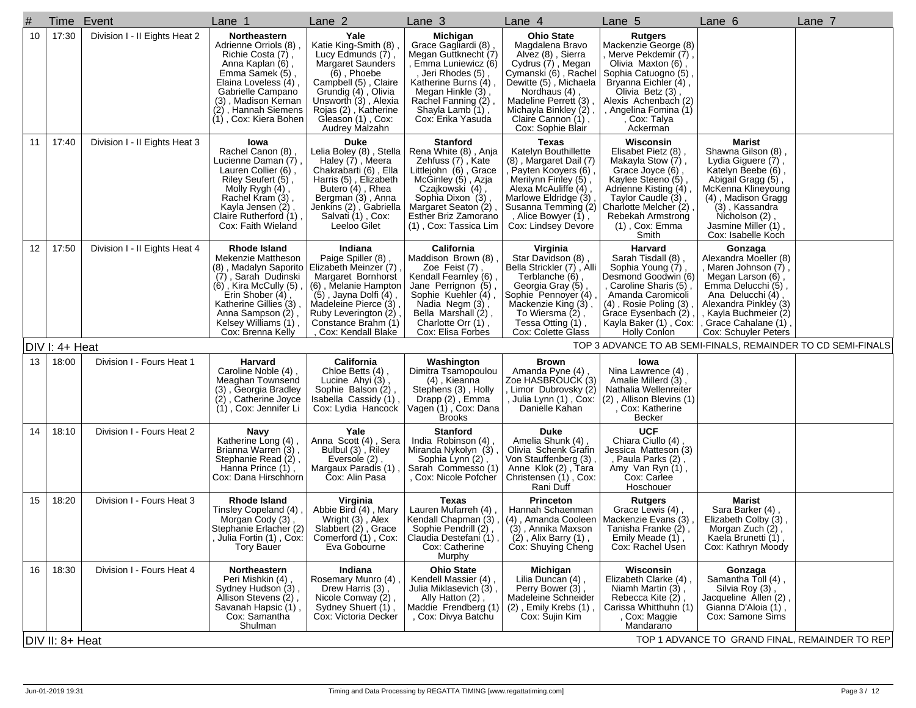| # | Time | Event | Lane 1 | Lane 2 | Lane 3 | Lane 4 | Lane 5 | Lane 6 | Lane 7 |
|---|---|---|---|---|---|---|---|---|---|
| 10 | 17:30 | Division I - II Eights Heat 2 | **Northeastern** Adrienne Orriols (8) , Richie Costa (7) , Anna Kaplan (6) , Emma Samek (5) , Elaina Loveless (4) , Gabrielle Campano (3) , Madison Kernan (2) , Hannah Siemens (1) , Cox: Kiera Bohen | **Yale** Katie King-Smith (8) , Lucy Edmunds (7) , Margaret Saunders (6) , Phoebe Campbell (5) , Claire Grundig (4) , Olivia Unsworth (3) , Alexia Rojas (2) , Katherine Gleason (1) , Cox: Audrey Malzahn | **Michigan** Grace Gagliardi (8) , Megan Guttknecht (7) , Emma Luniewicz (6) , Jeri Rhodes (5) , Katherine Burns (4) , Megan Hinkle (3) , Rachel Fanning (2) , Shayla Lamb (1) , Cox: Erika Yasuda | **Ohio State** Magdalena Bravo Alvez (8) , Sierra Cydrus (7) , Megan Cymanski (6) , Rachel Dewitte (5) , Michaela Nordhaus (4) , Madeline Perrett (3) , Michayla Binkley (2) , Claire Cannon (1) , Cox: Sophie Blair | **Rutgers** Mackenzie George (8) , Merve Pekdemir (7) , Olivia Maxton (6) , Sophia Catuogno (5) , Bryanna Eichler (4) , Olivia Betz (3) , Alexis Achenbach (2) , Angelina Fomina (1) , Cox: Talya Ackerman | | |
| 11 | 17:40 | Division I - II Eights Heat 3 | **Iowa** Rachel Canon (8) , Lucienne Daman (7) , Lauren Collier (6) , Riley Seufert (5) , Molly Rygh (4) , Rachel Kram (3) , Kayla Jensen (2) , Claire Rutherford (1) , Cox: Faith Wieland | **Duke** Lelia Boley (8) , Stella Haley (7) , Meera Chakrabarti (6) , Ella Harris (5) , Elizabeth Butero (4) , Rhea Bergman (3) , Anna Jenkins (2) , Gabriella Salvati (1) , Cox: Leeloo Gilet | **Stanford** Rena White (8) , Anja Zehfuss (7) , Kate Littlejohn (6) , Grace McGinley (5) , Azja Czajkowski (4) , Sophia Dixon (3) , Margaret Seaton (2) , Esther Briz Zamorano (1) , Cox: Tassica Lim | **Texas** Katelyn Bouthillette (8) , Margaret Dail (7) , Payten Kooyers (6) , Merilynn Finley (5) , Alexa McAuliffe (4) , Marlowe Eldridge (3) , Susanna Temming (2) , Alice Bowyer (1) , Cox: Lindsey Devore | **Wisconsin** Elisabet Pietz (8) , Makayla Stow (7) , Grace Joyce (6) , Kaylee Steeno (5) , Adrienne Kisting (4) , Taylor Caudle (3) , Charlotte Melcher (2) , Rebekah Armstrong (1) , Cox: Emma Smith | **Marist** Shawna Gilson (8) , Lydia Giguere (7) , Katelyn Beebe (6) , Abigail Gragg (5) , McKenna Klineyoung (4) , Madison Gragg (3) , Kassandra Nicholson (2) , Jasmine Miller (1) , Cox: Isabelle Koch | |
| 12 | 17:50 | Division I - II Eights Heat 4 | **Rhode Island** Mekenzie Mattheson (8) , Madalyn Saporito (7) , Sarah Dudinski (6) , Kira McCully (5) , Erin Shober (4) , Katherine Gillies (3) , Anna Sampson (2) , Kelsey Williams (1) , Cox: Brenna Kelly | **Indiana** Paige Spiller (8) , Elizabeth Meinzer (7) , Margaret Bornhorst (6) , Melanie Hampton (5) , Jayna Dolfi (4) , Madeleine Pierce (3) , Ruby Leverington (2) , Constance Brahm (1) , Cox: Kendall Blake | **California** Maddison Brown (8) , Zoe Feist (7) , Kendall Fearnley (6) , Jane Perrignon (5) , Sophie Kuehler (4) , Nadia Negm (3) , Bella Marshall (2) , Charlotte Orr (1) , Cox: Elisa Forbes | **Virginia** Star Davidson (8) , Bella Strickler (7) , Alli Terblanche (6) , Georgia Gray (5) , Sophie Pennoyer (4) , Mackenzie King (3) , To Wiersma (2) , Tessa Otting (1) , Cox: Colette Glass | **Harvard** Sarah Tisdall (8) , Sophia Young (7) , Desmond Goodwin (6) , Caroline Sharis (5) , Amanda Caromicoli (4) , Rosie Poling (3) , Grace Eysenbach (2) , Kayla Baker (1) , Cox: Holly Conlon | **Gonzaga** Alexandra Moeller (8) , Maren Johnson (7) , Megan Larson (6) , Emma Delucchi (5) , Ana Delucchi (4) , Alexandra Pinkley (3) , Kayla Buchmeier (2) , Grace Cahalane (1) , Cox: Schuyler Peters | |
| DIV I: 4+ Heat | | | | | | TOP 3 ADVANCE TO AB SEMI-FINALS, REMAINDER TO CD SEMI-FINALS | | | |
| 13 | 18:00 | Division I - Fours Heat 1 | **Harvard** Caroline Noble (4) , Meaghan Townsend (3) , Georgia Bradley (2) , Catherine Joyce (1) , Cox: Jennifer Li | **California** Chloe Betts (4) , Lucine Ahyi (3) , Sophie Balson (2) , Isabella Cassidy (1) , Cox: Lydia Hancock | **Washington** Dimitra Tsamopoulou (4) , Kieanna Stephens (3) , Holly Drapp (2) , Emma Vagen (1) , Cox: Dana Brooks | **Brown** Amanda Pyne (4) , Zoe HASBROUCK (3) , Limor Dubrovsky (2) , Julia Lynn (1) , Cox: Danielle Kahan | **Iowa** Nina Lawrence (4) , Amalie Millerd (3) , Nathalia Wellenreiter (2) , Allison Blevins (1) , Cox: Katherine Becker | | |
| 14 | 18:10 | Division I - Fours Heat 2 | **Navy** Katherine Long (4) , Brianna Warren (3) , Stephanie Read (2) , Hanna Prince (1) , Cox: Dana Hirschhorn | **Yale** Anna Scott (4) , Sera Bulbul (3) , Riley Eversole (2) , Margaux Paradis (1) , Cox: Alin Pasa | **Stanford** India Robinson (4) , Miranda Nykolyn (3) , Sophia Lynn (2) , Sarah Commesso (1) , Cox: Nicole Pofcher | **Duke** Amelia Shunk (4) , Olivia Schenk Grafin Von Stauffenberg (3) , Anne Klok (2) , Tara Christensen (1) , Cox: Rani Duff | **UCF** Chiara Ciullo (4) , Jessica Matteson (3) , Paula Parks (2) , Amy Van Ryn (1) , Cox: Carlee Hoschouer | | |
| 15 | 18:20 | Division I - Fours Heat 3 | **Rhode Island** Tinsley Copeland (4) , Morgan Cody (3) , Stephanie Erlacher (2) , Julia Fortin (1) , Cox: Tory Bauer | **Virginia** Abbie Bird (4) , Mary Wright (3) , Alex Slabbert (2) , Grace Comerford (1) , Cox: Eva Gobourne | **Texas** Lauren Mufarreh (4) , Kendall Chapman (3) , Sophie Pendrill (2) , Claudia Destefani (1) , Cox: Catherine Murphy | **Princeton** Hannah Schaenman (4) , Amanda Cooleen (3) , Annika Maxson (2) , Alix Barry (1) , Cox: Shuying Cheng | **Rutgers** Grace Lewis (4) , Mackenzie Evans (3) , Tanisha Franke (2) , Emily Meade (1) , Cox: Rachel Usen | **Marist** Sara Barker (4) , Elizabeth Colby (3) , Morgan Zuch (2) , Kaela Brunetti (1) , Cox: Kathryn Moody | |
| 16 | 18:30 | Division I - Fours Heat 4 | **Northeastern** Peri Mishkin (4) , Sydney Hudson (3) , Allison Stevens (2) , Savanah Hapsic (1) , Cox: Samantha Shulman | **Indiana** Rosemary Munro (4) , Drew Harris (3) , Nicole Conway (2) , Sydney Shuert (1) , Cox: Victoria Decker | **Ohio State** Kendell Massier (4) , Julia Miklasevich (3) , Ally Hatton (2) , Maddie Frendberg (1) , Cox: Divya Batchu | **Michigan** Lilia Duncan (4) , Perry Bower (3) , Madeleine Schneider (2) , Emily Krebs (1) , Cox: Sujin Kim | **Wisconsin** Elizabeth Clarke (4) , Niamh Martin (3) , Rebecca Kite (2) , Carissa Whitthuhn (1) , Cox: Maggie Mandarano | **Gonzaga** Samantha Toll (4) , Silvia Roy (3) , Jacqueline Allen (2) , Gianna D'Aloia (1) , Cox: Samone Sims | |
| DIV II: 8+ Heat | | | | | | TOP 1 ADVANCE TO GRAND FINAL, REMAINDER TO REP | | | |

Jun-01-2019 19:31 Timing and Data Processing by REGATTA TIMING [www.regattatiming.com]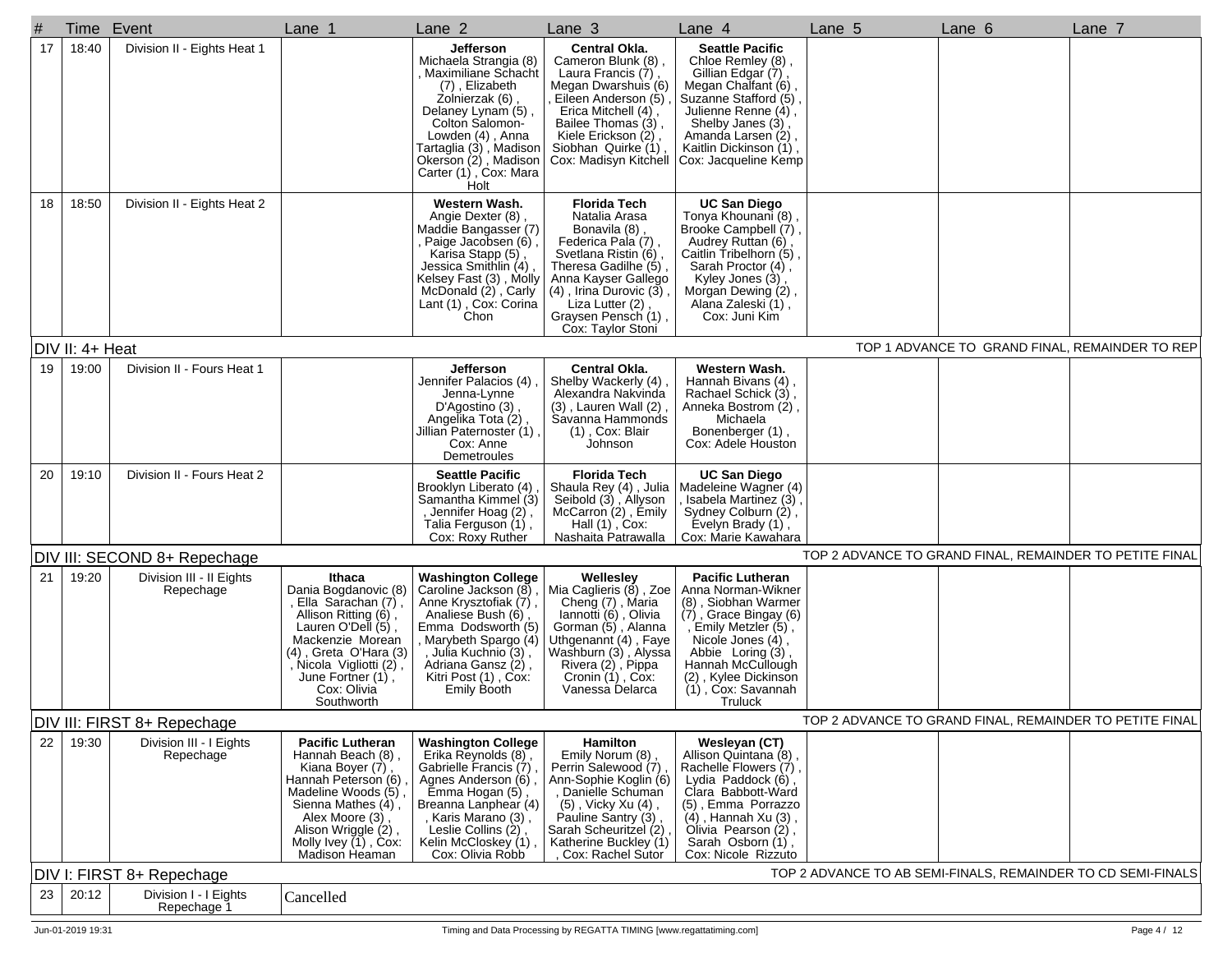| # | Time | Event | Lane 1 | Lane 2 | Lane 3 | Lane 4 | Lane 5 | Lane 6 | Lane 7 |
|---|---|---|---|---|---|---|---|---|---|
| 17 | 18:40 | Division II - Eights Heat 1 | | **Jefferson** Michaela Strangia (8) , Maximiliane Schacht (7) , Elizabeth Zolnierzak (6) , Delaney Lynam (5) , Colton Salomon-Lowden (4) , Anna Tartaglia (3) , Madison Okerson (2) , Madison Carter (1) , Cox: Mara Holt | **Central Okla.** Cameron Blunk (8) , Laura Francis (7) , Megan Dwarshuis (6) , Eileen Anderson (5) , Erica Mitchell (4) , Bailee Thomas (3) , Kiele Erickson (2) , Siobhan Quirke (1) , Cox: Madisyn Kitchell | **Seattle Pacific** Chloe Remley (8) , Gillian Edgar (7) , Megan Chalfant (6) , Suzanne Stafford (5) , Julienne Renne (4) , Shelby Janes (3) , Amanda Larsen (2) , Kaitlin Dickinson (1) , Cox: Jacqueline Kemp | | | |
| 18 | 18:50 | Division II - Eights Heat 2 | | **Western Wash.** Angie Dexter (8) , Maddie Bangasser (7) , Paige Jacobsen (6) , Karisa Stapp (5) , Jessica Smithlin (4) , Kelsey Fast (3) , Molly McDonald (2) , Carly Lant (1) , Cox: Corina Chon | **Florida Tech** Natalia Arasa Bonavila (8) , Federica Pala (7) , Svetlana Ristin (6) , Theresa Gadilhe (5) , Anna Kayser Gallego (4) , Irina Durovic (3) , Liza Lutter (2) , Graysen Pensch (1) , Cox: Taylor Stoni | **UC San Diego** Tonya Khounani (8) , Brooke Campbell (7) , Audrey Ruttan (6) , Caitlin Tribelhorn (5) , Sarah Proctor (4) , Kyley Jones (3) , Morgan Dewing (2) , Alana Zaleski (1) , Cox: Juni Kim | | | |
| **DIV II: 4+ Heat** | | | | | | | **TOP 1 ADVANCE TO GRAND FINAL, REMAINDER TO REP** | | |
| 19 | 19:00 | Division II - Fours Heat 1 | | **Jefferson** Jennifer Palacios (4) , Jenna-Lynne D'Agostino (3) , Angelika Tota (2) , Jillian Paternoster (1) , Cox: Anne Demetroules | **Central Okla.** Shelby Wackerly (4) , Alexandra Nakvinda (3) , Lauren Wall (2) , Savanna Hammonds (1) , Cox: Blair Johnson | **Western Wash.** Hannah Bivans (4) , Rachael Schick (3) , Anneka Bostrom (2) , Michaela Bonenberger (1) , Cox: Adele Houston | | | |
| 20 | 19:10 | Division II - Fours Heat 2 | | **Seattle Pacific** Brooklyn Liberato (4) , Samantha Kimmel (3) , Jennifer Hoag (2) , Talia Ferguson (1) , Cox: Roxy Ruther | **Florida Tech** Shaula Rey (4) , Julia Seibold (3) , Allyson McCarron (2) , Emily Hall (1) , Cox: Nashaita Patrawalla | **UC San Diego** Madeleine Wagner (4) , Isabela Martinez (3) , Sydney Colburn (2) , Evelyn Brady (1) , Cox: Marie Kawahara | | | |
| **DIV III: SECOND 8+ Repechage** | | | | | | | **TOP 2 ADVANCE TO GRAND FINAL, REMAINDER TO PETITE FINAL** | | |
| 21 | 19:20 | Division III - II Eights Repechage | **Ithaca** Dania Bogdanovic (8) , Ella Sarachan (7) , Allison Ritting (6) , Lauren O'Dell (5) , Mackenzie Morean (4) , Greta O'Hara (3) , Nicola Vigliotti (2) , June Fortner (1) , Cox: Olivia Southworth | **Washington College** Caroline Jackson (8) , Anne Krysztofiak (7) , Analiese Bush (6) , Emma Dodsworth (5) , Marybeth Spargo (4) , Julia Kuchnio (3) , Adriana Gansz (2) , Kitri Post (1) , Cox: Emily Booth | **Wellesley** Mia Caglieris (8) , Zoe Cheng (7) , Maria Iannotti (6) , Olivia Gorman (5) , Alanna Uthgenannt (4) , Faye Washburn (3) , Alyssa Rivera (2) , Pippa Cronin (1) , Cox: Vanessa Delarca | **Pacific Lutheran** Anna Norman-Wikner (8) , Siobhan Warmer (7) , Grace Bingay (6) , Emily Metzler (5) , Nicole Jones (4) , Abbie Loring (3) , Hannah McCullough (2) , Kylee Dickinson (1) , Cox: Savannah Truluck | | | |
| **DIV III: FIRST 8+ Repechage** | | | | | | | **TOP 2 ADVANCE TO GRAND FINAL, REMAINDER TO PETITE FINAL** | | |
| 22 | 19:30 | Division III - I Eights Repechage | **Pacific Lutheran** Hannah Beach (8) , Kiana Boyer (7) , Hannah Peterson (6) , Madeline Woods (5) , Sienna Mathes (4) , Alex Moore (3) , Alison Wriggle (2) , Molly Ivey (1) , Cox: Madison Heaman | **Washington College** Erika Reynolds (8) , Gabrielle Francis (7) , Agnes Anderson (6) , Emma Hogan (5) , Breanna Lanphear (4) , Karis Marano (3) , Leslie Collins (2) , Kelin McCloskey (1) , Cox: Olivia Robb | **Hamilton** Emily Norum (8) , Perrin Salewood (7) , Ann-Sophie Koglin (6) , Danielle Schuman (5) , Vicky Xu (4) , Pauline Santry (3) , Sarah Scheuritzel (2) , Katherine Buckley (1) , Cox: Rachel Sutor | **Wesleyan (CT)** Allison Quintana (8) , Rachelle Flowers (7) , Lydia Paddock (6) , Clara Babbott-Ward (5) , Emma Porrazzo (4) , Hannah Xu (3) , Olivia Pearson (2) , Sarah Osborn (1) , Cox: Nicole Rizzuto | | | |
| **DIV I: FIRST 8+ Repechage** | | | | | | | **TOP 2 ADVANCE TO AB SEMI-FINALS, REMAINDER TO CD SEMI-FINALS** | | |
| 23 | 20:12 | Division I - I Eights Repechage 1 | Cancelled | | | | | | |

Jun-01-2019 19:31

Timing and Data Processing by REGATTA TIMING [www.regattatiming.com]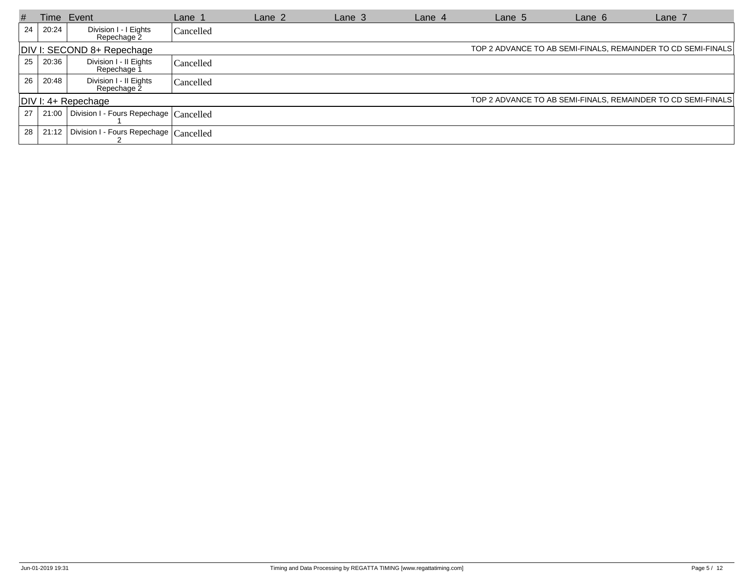| # | Time | Event | Lane 1 | Lane 2 | Lane 3 | Lane 4 | Lane 5 | Lane 6 | Lane 7 |
|---|---|---|---|---|---|---|---|---|---|
| 24 | 20:24 | Division I - I Eights Repechage 2 | Cancelled | | | | | | |
| **DIV I: SECOND 8+ Repechage** | | | | | | TOP 2 ADVANCE TO AB SEMI-FINALS, REMAINDER TO CD SEMI-FINALS | | | |
| 25 | 20:36 | Division I - II Eights Repechage 1 | Cancelled | | | | | | |
| 26 | 20:48 | Division I - II Eights Repechage 2 | Cancelled | | | | | | |
| **DIV I: 4+ Repechage** | | | | | | TOP 2 ADVANCE TO AB SEMI-FINALS, REMAINDER TO CD SEMI-FINALS | | | |
| 27 | 21:00 | Division I - Fours Repechage 1 | Cancelled | | | | | | |
| 28 | 21:12 | Division I - Fours Repechage 2 | Cancelled | | | | | | |

Jun-01-2019 19:31

Timing and Data Processing by REGATTA TIMING [www.regattatiming.com]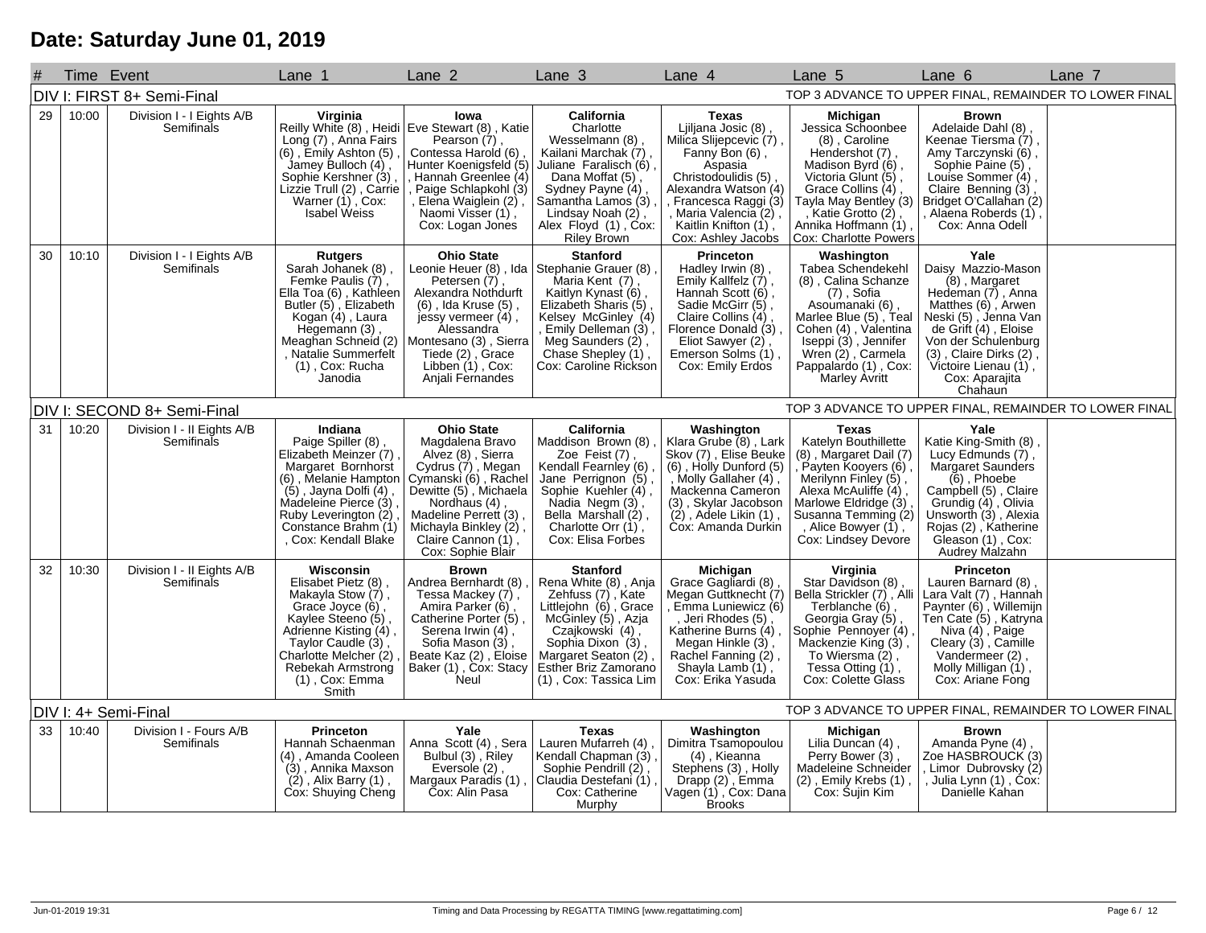# Date: Saturday June 01, 2019

| # | Time | Event | Lane 1 | Lane 2 | Lane 3 | Lane 4 | Lane 5 | Lane 6 | Lane 7 |
|---|---|---|---|---|---|---|---|---|---|
| **DIV I: FIRST 8+ Semi-Final** | | | | | | TOP 3 ADVANCE TO UPPER FINAL, REMAINDER TO LOWER FINAL | | | |
| 29 | 10:00 | Division I - I Eights A/B Semifinals | **Virginia** Reilly White (8) , Heidi Long (7) , Anna Fairs (6) , Emily Ashton (5) , Jamey Bulloch (4) , Sophie Kershner (3) , Lizzie Trull (2) , Carrie Warner (1) , Cox: Isabel Weiss | **Iowa** Eve Stewart (8) , Katie Pearson (7) , Contessa Harold (6) , Hunter Koenigsfeld (5) , Hannah Greenlee (4) , Paige Schlapkohl (3) , Elena Waiglein (2) , Naomi Visser (1) , Cox: Logan Jones | **California** Charlotte Wesselmann (8) , Kailani Marchak (7) , Juliane Faralisch (6) , Dana Moffat (5) , Sydney Payne (4) , Samantha Lamos (3) , Lindsay Noah (2) , Alex Floyd (1) , Cox: Riley Brown | **Texas** Ljiljana Josic (8) , Milica Slijepcevic (7) , Fanny Bon (6) , Aspasia Christodoulidis (5) , Alexandra Watson (4) , Francesca Raggi (3) , Maria Valencia (2) , Kaitlin Knifton (1) , Cox: Ashley Jacobs | **Michigan** Jessica Schoonbee (8) , Caroline Hendershot (7) , Madison Byrd (6) , Victoria Glunt (5) , Grace Collins (4) , Tayla May Bentley (3) , Katie Grotto (2) , Annika Hoffmann (1) , Cox: Charlotte Powers | **Brown** Adelaide Dahl (8) , Keenae Tiersma (7) , Amy Tarczynski (6) , Sophie Paine (5) , Louise Sommer (4) , Claire Benning (3) , Bridget O'Callahan (2) , Alaena Roberds (1) , Cox: Anna Odell | |
| 30 | 10:10 | Division I - I Eights A/B Semifinals | **Rutgers** Sarah Johanek (8) , Femke Paulis (7) , Ella Toa (6) , Kathleen Butler (5) , Elizabeth Kogan (4) , Laura Hegemann (3) , Meaghan Schneid (2) , Natalie Summerfelt (1) , Cox: Rucha Janodia | **Ohio State** Leonie Heuer (8) , Ida Petersen (7) , Alexandra Nothdurft (6) , Ida Kruse (5) , jessy vermeer (4) , Alessandra Montesano (3) , Sierra Tiede (2) , Grace Libben (1) , Cox: Anjali Fernandes | **Stanford** Stephanie Grauer (8) , Maria Kent (7) , Kaitlyn Kynast (6) , Elizabeth Sharis (5) , Kelsey McGinley (4) , Emily Delleman (3) , Meg Saunders (2) , Chase Shepley (1) , Cox: Caroline Rickson | **Princeton** Hadley Irwin (8) , Emily Kallfelz (7) , Hannah Scott (6) , Sadie McGirr (5) , Claire Collins (4) , Florence Donald (3) , Eliot Sawyer (2) , Emerson Solms (1) , Cox: Emily Erdos | **Washington** Tabea Schendekehl (8) , Calina Schanze (7) , Sofia Asoumanaki (6) , Marlee Blue (5) , Teal Cohen (4) , Valentina Iseppi (3) , Jennifer Wren (2) , Carmela Pappalardo (1) , Cox: Marley Avritt | **Yale** Daisy Mazzio-Mason (8) , Margaret Hedeman (7) , Anna Matthes (6) , Arwen Neski (5) , Jenna Van de Grift (4) , Eloise Von der Schulenburg (3) , Claire Dirks (2) , Victoire Lienau (1) , Cox: Aparajita Chahaun | |
| **DIV I: SECOND 8+ Semi-Final** | | | | | | TOP 3 ADVANCE TO UPPER FINAL, REMAINDER TO LOWER FINAL | | | |
| 31 | 10:20 | Division I - II Eights A/B Semifinals | **Indiana** Paige Spiller (8) , Elizabeth Meinzer (7) , Margaret Bornhorst (6) , Melanie Hampton (5) , Jayna Dolfi (4) , Madeleine Pierce (3) , Ruby Leverington (2) , Constance Brahm (1) , Cox: Kendall Blake | **Ohio State** Magdalena Bravo Alvez (8) , Sierra Cydrus (7) , Megan Cymanski (6) , Rachel Dewitte (5) , Michaela Nordhaus (4) , Madeline Perrett (3) , Michayla Binkley (2) , Claire Cannon (1) , Cox: Sophie Blair | **California** Maddison Brown (8) , Zoe Feist (7) , Kendall Fearnley (6) , Jane Perrignon (5) , Sophie Kuehler (4) , Nadia Negm (3) , Bella Marshall (2) , Charlotte Orr (1) , Cox: Elisa Forbes | **Washington** Klara Grube (8) , Lark Skov (7) , Elise Beuke (6) , Holly Dunford (5) , Molly Gallaher (4) , Mackenna Cameron (3) , Skylar Jacobson (2) , Adele Likin (1) , Cox: Amanda Durkin | **Texas** Katelyn Bouthillette (8) , Margaret Dail (7) , Payten Kooyers (6) , Merilynn Finley (5) , Alexa McAuliffe (4) , Marlowe Eldridge (3) , Susanna Temming (2) , Alice Bowyer (1) , Cox: Lindsey Devore | **Yale** Katie King-Smith (8) , Lucy Edmunds (7) , Margaret Saunders (6) , Phoebe Campbell (5) , Claire Grundig (4) , Olivia Unsworth (3) , Alexia Rojas (2) , Katherine Gleason (1) , Cox: Audrey Malzahn | |
| 32 | 10:30 | Division I - II Eights A/B Semifinals | **Wisconsin** Elisabet Pietz (8) , Makayla Stow (7) , Grace Joyce (6) , Kaylee Steeno (5) , Adrienne Kisting (4) , Taylor Caudle (3) , Charlotte Melcher (2) , Rebekah Armstrong (1) , Cox: Emma Smith | **Brown** Andrea Bernhardt (8) , Tessa Mackey (7) , Amira Parker (6) , Catherine Porter (5) , Serena Irwin (4) , Sofia Mason (3) , Beate Kaz (2) , Eloise Baker (1) , Cox: Stacy Neul | **Stanford** Rena White (8) , Anja Zehfuss (7) , Kate Littlejohn (6) , Grace McGinley (5) , Azja Czajkowski (4) , Sophia Dixon (3) , Margaret Seaton (2) , Esther Briz Zamorano (1) , Cox: Tassica Lim | **Michigan** Grace Gagliardi (8) , Megan Guttknecht (7) , Emma Luniewicz (6) , Jeri Rhodes (5) , Katherine Burns (4) , Megan Hinkle (3) , Rachel Fanning (2) , Shayla Lamb (1) , Cox: Erika Yasuda | **Virginia** Star Davidson (8) , Bella Strickler (7) , Alli Terblanche (6) , Georgia Gray (5) , Sophie Pennoyer (4) , Mackenzie King (3) , To Wiersma (2) , Tessa Otting (1) , Cox: Colette Glass | **Princeton** Lauren Barnard (8) , Lara Valt (7) , Hannah Paynter (6) , Willemijn Ten Cate (5) , Katryna Niva (4) , Paige Cleary (3) , Camille Vandermeer (2) , Molly Milligan (1) , Cox: Ariane Fong | |
| **DIV I: 4+ Semi-Final** | | | | | | TOP 3 ADVANCE TO UPPER FINAL, REMAINDER TO LOWER FINAL | | | |
| 33 | 10:40 | Division I - Fours A/B Semifinals | **Princeton** Hannah Schaenman (4) , Amanda Cooleen (3) , Annika Maxson (2) , Alix Barry (1) , Cox: Shuying Cheng | **Yale** Anna Scott (4) , Sera Bulbul (3) , Riley Eversole (2) , Margaux Paradis (1) , Cox: Alin Pasa | **Texas** Lauren Mufarreh (4) , Kendall Chapman (3) , Sophie Pendrill (2) , Claudia Destefani (1) , Cox: Catherine Murphy | **Washington** Dimitra Tsamopoulou (4) , Kieanna Stephens (3) , Holly Drapp (2) , Emma Vagen (1) , Cox: Dana Brooks | **Michigan** Lilia Duncan (4) , Perry Bower (3) , Madeleine Schneider (2) , Emily Krebs (1) , Cox: Sujin Kim | **Brown** Amanda Pyne (4) , Zoe HASBROUCK (3) , Limor Dubrovsky (2) , Julia Lynn (1) , Cox: Danielle Kahan | |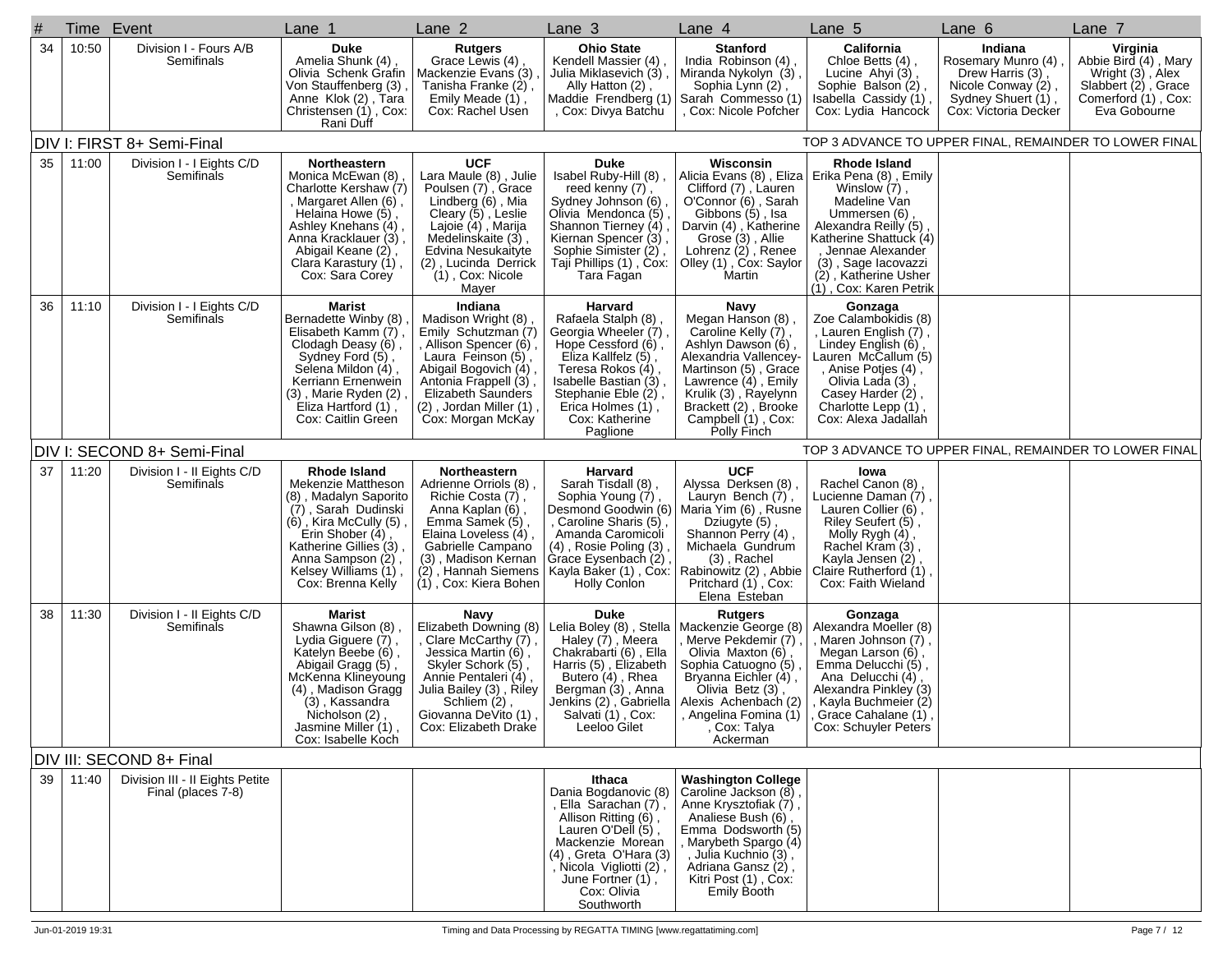| # | Time | Event | Lane 1 | Lane 2 | Lane 3 | Lane 4 | Lane 5 | Lane 6 | Lane 7 |
|---|---|---|---|---|---|---|---|---|---|
| 34 | 10:50 | Division I - Fours A/B Semifinals | **Duke** Amelia Shunk (4) , Olivia Schenk Grafin Von Stauffenberg (3) , Anne Klok (2) , Tara Christensen (1) , Cox: Rani Duff | **Rutgers** Grace Lewis (4) , Mackenzie Evans (3) , Tanisha Franke (2) , Emily Meade (1) , Cox: Rachel Usen | **Ohio State** Kendell Massier (4) , Julia Miklasevich (3) , Ally Hatton (2) , Maddie Frendberg (1) , Cox: Divya Batchu | **Stanford** India Robinson (4) , Miranda Nykolyn (3) , Sophia Lynn (2) , Sarah Commesso (1) , Cox: Nicole Pofcher | **California** Chloe Betts (4) , Lucine Ahyi (3) , Sophie Balson (2) , Isabella Cassidy (1) , Cox: Lydia Hancock | **Indiana** Rosemary Munro (4) , Drew Harris (3) , Nicole Conway (2) , Sydney Shuert (1) , Cox: Victoria Decker | **Virginia** Abbie Bird (4) , Mary Wright (3) , Alex Slabbert (2) , Grace Comerford (1) , Cox: Eva Gobourne |
| | | **DIV I: FIRST 8+ Semi-Final** | | | | | TOP 3 ADVANCE TO UPPER FINAL, REMAINDER TO LOWER FINAL | | |
| 35 | 11:00 | Division I - I Eights C/D Semifinals | **Northeastern** Monica McEwan (8) , Charlotte Kershaw (7) , Margaret Allen (6) , Helaina Howe (5) , Ashley Knehans (4) , Anna Kracklauer (3) , Abigail Keane (2) , Clara Karastury (1) , Cox: Sara Corey | **UCF** Lara Maule (8) , Julie Poulsen (7) , Grace Lindberg (6) , Mia Cleary (5) , Leslie Lajoie (4) , Marija Medelinskaite (3) , Edvina Nesukaityte (2) , Lucinda Derrick (1) , Cox: Nicole Mayer | **Duke** Isabel Ruby-Hill (8) , reed kenny (7) , Sydney Johnson (6) , Olivia Mendonca (5) , Shannon Tierney (4) , Kiernan Spencer (3) , Sophie Simister (2) , Taji Phillips (1) , Cox: Tara Fagan | **Wisconsin** Alicia Evans (8) , Eliza Clifford (7) , Lauren O'Connor (6) , Sarah Gibbons (5) , Isa Darvin (4) , Katherine Grose (3) , Allie Lohrenz (2) , Renee Olley (1) , Cox: Saylor Martin | **Rhode Island** Erika Pena (8) , Emily Winslow (7) , Madeline Van Ummersen (6) , Alexandra Reilly (5) , Katherine Shattuck (4) , Jennae Alexander (3) , Sage Iacovazzi (2) , Katherine Usher (1) , Cox: Karen Petrik | | |
| 36 | 11:10 | Division I - I Eights C/D Semifinals | **Marist** Bernadette Winby (8) , Elisabeth Kamm (7) , Clodagh Deasy (6) , Sydney Ford (5) , Selena Mildon (4) , Kerriann Ernenwein (3) , Marie Ryden (2) , Eliza Hartford (1) , Cox: Caitlin Green | **Indiana** Madison Wright (8) , Emily Schutzman (7) , Allison Spencer (6) , Laura Feinson (5) , Abigail Bogovich (4) , Antonia Frappell (3) , Elizabeth Saunders (2) , Jordan Miller (1) , Cox: Morgan McKay | **Harvard** Rafaela Stalph (8) , Georgia Wheeler (7) , Hope Cessford (6) , Eliza Kallfelz (5) , Teresa Rokos (4) , Isabelle Bastian (3) , Stephanie Eble (2) , Erica Holmes (1) , Cox: Katherine Paglione | **Navy** Megan Hanson (8) , Caroline Kelly (7) , Ashlyn Dawson (6) , Alexandria Vallencey-Martinson (5) , Grace Lawrence (4) , Emily Krulik (3) , Rayelynn Brackett (2) , Brooke Campbell (1) , Cox: Polly Finch | **Gonzaga** Zoe Calambokidis (8) , Lauren English (7) , Lindey English (6) , Lauren McCallum (5) , Anise Potjes (4) , Olivia Lada (3) , Casey Harder (2) , Charlotte Lepp (1) , Cox: Alexa Jadallah | | |
| | | **DIV I: SECOND 8+ Semi-Final** | | | | | TOP 3 ADVANCE TO UPPER FINAL, REMAINDER TO LOWER FINAL | | |
| 37 | 11:20 | Division I - II Eights C/D Semifinals | **Rhode Island** Mekenzie Mattheson (8) , Madalyn Saporito (7) , Sarah Dudinski (6) , Kira McCully (5) , Erin Shober (4) , Katherine Gillies (3) , Anna Sampson (2) , Kelsey Williams (1) , Cox: Brenna Kelly | **Northeastern** Adrienne Orriols (8) , Richie Costa (7) , Anna Kaplan (6) , Emma Samek (5) , Elaina Loveless (4) , Gabrielle Campano (3) , Madison Kernan (2) , Hannah Siemens (1) , Cox: Kiera Bohen | **Harvard** Sarah Tisdall (8) , Sophia Young (7) , Desmond Goodwin (6) , Caroline Sharis (5) , Amanda Caromicoli (4) , Rosie Poling (3) , Grace Eysenbach (2) , Kayla Baker (1) , Cox: Holly Conlon | **UCF** Alyssa Derksen (8) , Lauryn Bench (7) , Maria Yim (6) , Rusne Dziugyte (5) , Shannon Perry (4) , Michaela Gundrum (3) , Rachel Rabinowitz (2) , Abbie Pritchard (1) , Cox: Elena Esteban | **Iowa** Rachel Canon (8) , Lucienne Daman (7) , Lauren Collier (6) , Riley Seufert (5) , Molly Rygh (4) , Rachel Kram (3) , Kayla Jensen (2) , Claire Rutherford (1) , Cox: Faith Wieland | | |
| 38 | 11:30 | Division I - II Eights C/D Semifinals | **Marist** Shawna Gilson (8) , Lydia Giguere (7) , Katelyn Beebe (6) , Abigail Gragg (5) , McKenna Klineyoung (4) , Madison Gragg (3) , Kassandra Nicholson (2) , Jasmine Miller (1) , Cox: Isabelle Koch | **Navy** Elizabeth Downing (8) , Clare McCarthy (7) , Jessica Martin (6) , Skyler Schork (5) , Annie Pentaleri (4) , Julia Bailey (3) , Riley Schliem (2) , Giovanna DeVito (1) , Cox: Elizabeth Drake | **Duke** Lelia Boley (8) , Stella Haley (7) , Meera Chakrabarti (6) , Ella Harris (5) , Elizabeth Butero (4) , Rhea Bergman (3) , Anna Jenkins (2) , Gabriella Salvati (1) , Cox: Leeloo Gilet | **Rutgers** Mackenzie George (8) , Merve Pekdemir (7) , Olivia Maxton (6) , Sophia Catuogno (5) , Bryanna Eichler (4) , Olivia Betz (3) , Alexis Achenbach (2) , Angelina Fomina (1) , Cox: Talya Ackerman | **Gonzaga** Alexandra Moeller (8) , Maren Johnson (7) , Megan Larson (6) , Emma Delucchi (5) , Ana Delucchi (4) , Alexandra Pinkley (3) , Kayla Buchmeier (2) , Grace Cahalane (1) , Cox: Schuyler Peters | | |
| | | **DIV III: SECOND 8+ Final** | | | | | | | |
| 39 | 11:40 | Division III - II Eights Petite Final (places 7-8) | | | **Ithaca** Dania Bogdanovic (8) , Ella Sarachan (7) , Allison Ritting (6) , Lauren O'Dell (5) , Mackenzie Morean (4) , Greta O'Hara (3) , Nicola Vigliotti (2) , June Fortner (1) , Cox: Olivia Southworth | **Washington College** Caroline Jackson (8) , Anne Krysztofiak (7) , Analiese Bush (6) , Emma Dodsworth (5) , Marybeth Spargo (4) , Julia Kuchnio (3) , Adriana Gansz (2) , Kitri Post (1) , Cox: Emily Booth | | | |

Jun-01-2019 19:31 — Timing and Data Processing by REGATTA TIMING [www.regattatiming.com]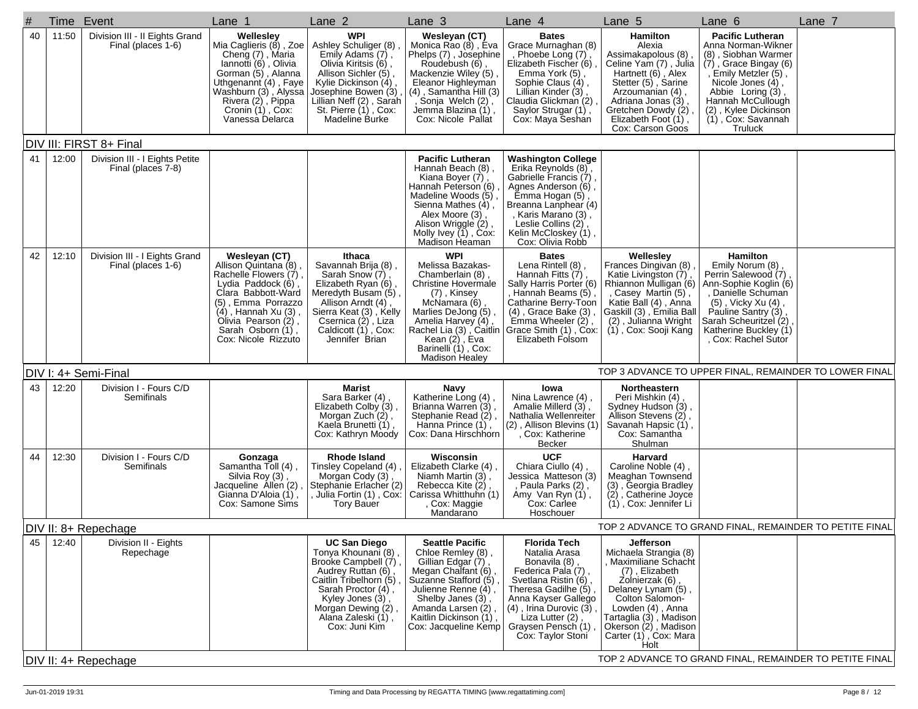| # | Time | Event | Lane 1 | Lane 2 | Lane 3 | Lane 4 | Lane 5 | Lane 6 | Lane 7 |
|---|---|---|---|---|---|---|---|---|---|
| 40 | 11:50 | Division III - II Eights Grand Final (places 1-6) | **Wellesley** Mia Caglieris (8) , Zoe Cheng (7) , Maria Iannotti (6) , Olivia Gorman (5) , Alanna Uthgenannt (4) , Faye Washburn (3) , Alyssa Rivera (2) , Pippa Cronin (1) , Cox: Vanessa Delarca | **WPI** Ashley Schuliger (8) , Emily Adams (7) , Olivia Kiritsis (6) , Allison Sichler (5) , Kylie Dickinson (4) , Josephine Bowen (3) , Lillian Neff (2) , Sarah St. Pierre (1) , Cox: Madeline Burke | **Wesleyan (CT)** Monica Rao (8) , Eva Phelps (7) , Josephine Roudebush (6) , Mackenzie Wiley (5) , Eleanor Highleyman (4) , Samantha Hill (3) , Sonja Welch (2) , Jemma Blazina (1) , Cox: Nicole Pallat | **Bates** Grace Murnaghan (8) , Phoebe Long (7) , Elizabeth Fischer (6) , Emma York (5) , Sophie Claus (4) , Lillian Kinder (3) , Claudia Glickman (2) , Saylor Strugar (1) , Cox: Maya Seshan | **Hamilton** Alexia Assimakapolous (8) , Celine Yam (7) , Julia Hartnett (6) , Alex Stetter (5) , Sarine Arzoumanian (4) , Adriana Jonas (3) , Gretchen Dowdy (2) , Elizabeth Foot (1) , Cox: Carson Goos | **Pacific Lutheran** Anna Norman-Wikner (8) , Siobhan Warmer (7) , Grace Bingay (6) , Emily Metzler (5) , Nicole Jones (4) , Abbie Loring (3) , Hannah McCullough (2) , Kylee Dickinson (1) , Cox: Savannah Truluck | |
| **DIV III: FIRST 8+ Final** | | | | | | | | | |
| 41 | 12:00 | Division III - I Eights Petite Final (places 7-8) | | | **Pacific Lutheran** Hannah Beach (8) , Kiana Boyer (7) , Hannah Peterson (6) , Madeline Woods (5) , Sienna Mathes (4) , Alex Moore (3) , Alison Wriggle (2) , Molly Ivey (1) , Cox: Madison Heaman | **Washington College** Erika Reynolds (8) , Gabrielle Francis (7) , Agnes Anderson (6) , Emma Hogan (5) , Breanna Lanphear (4) , Karis Marano (3) , Leslie Collins (2) , Kelin McCloskey (1) , Cox: Olivia Robb | | | |
| 42 | 12:10 | Division III - I Eights Grand Final (places 1-6) | **Wesleyan (CT)** Allison Quintana (8) , Rachelle Flowers (7) , Lydia Paddock (6) , Clara Babbott-Ward (5) , Emma Porrazzo (4) , Hannah Xu (3) , Olivia Pearson (2) , Sarah Osborn (1) , Cox: Nicole Rizzuto | **Ithaca** Savannah Brija (8) , Sarah Snow (7) , Elizabeth Ryan (6) , Meredyth Busam (5) , Allison Arndt (4) , Sierra Keat (3) , Kelly Csernica (2) , Liza Caldicott (1) , Cox: Jennifer Brian | **WPI** Melissa Bazakas-Chamberlain (8) , Christine Hovermale (7) , Kinsey McNamara (6) , Marlies DeJong (5) , Amelia Harvey (4) , Rachel Lia (3) , Caitlin Kean (2) , Eva Barinelli (1) , Cox: Madison Healey | **Bates** Lena Rintell (8) , Hannah Fitts (7) , Sally Harris Porter (6) , Hannah Beams (5) , Catharine Berry-Toon (4) , Grace Bake (3) , Emma Wheeler (2) , Grace Smith (1) , Cox: Elizabeth Folsom | **Wellesley** Frances Dingivan (8) , Katie Livingston (7) , Rhiannon Mulligan (6) , Casey Martin (5) , Katie Ball (4) , Anna Gaskill (3) , Emilia Ball (2) , Julianna Wright (1) , Cox: Sooji Kang | **Hamilton** Emily Norum (8) , Perrin Salewood (7) , Ann-Sophie Koglin (6) , Danielle Schuman (5) , Vicky Xu (4) , Pauline Santry (3) , Sarah Scheuritzel (2) , Katherine Buckley (1) , Cox: Rachel Sutor | |
| **DIV I: 4+ Semi-Final** | | | | | | TOP 3 ADVANCE TO UPPER FINAL, REMAINDER TO LOWER FINAL | | | |
| 43 | 12:20 | Division I - Fours C/D Semifinals | | **Marist** Sara Barker (4) , Elizabeth Colby (3) , Morgan Zuch (2) , Kaela Brunetti (1) , Cox: Kathryn Moody | **Navy** Katherine Long (4) , Brianna Warren (3) , Stephanie Read (2) , Hanna Prince (1) , Cox: Dana Hirschhorn | **Iowa** Nina Lawrence (4) , Amalie Millerd (3) , Nathalia Wellenreiter (2) , Allison Blevins (1) , Cox: Katherine Becker | **Northeastern** Peri Mishkin (4) , Sydney Hudson (3) , Allison Stevens (2) , Savanah Hapsic (1) , Cox: Samantha Shulman | | |
| 44 | 12:30 | Division I - Fours C/D Semifinals | **Gonzaga** Samantha Toll (4) , Silvia Roy (3) , Jacqueline Allen (2) , Gianna D'Aloia (1) , Cox: Samone Sims | **Rhode Island** Tinsley Copeland (4) , Morgan Cody (3) , Stephanie Erlacher (2) , Julia Fortin (1) , Cox: Tory Bauer | **Wisconsin** Elizabeth Clarke (4) , Niamh Martin (3) , Rebecca Kite (2) , Carissa Whitthuhn (1) , Cox: Maggie Mandarano | **UCF** Chiara Ciullo (4) , Jessica Matteson (3) , Paula Parks (2) , Amy Van Ryn (1) , Cox: Carlee Hoschouer | **Harvard** Caroline Noble (4) , Meaghan Townsend (3) , Georgia Bradley (2) , Catherine Joyce (1) , Cox: Jennifer Li | | |
| **DIV II: 8+ Repechage** | | | | | | TOP 2 ADVANCE TO GRAND FINAL, REMAINDER TO PETITE FINAL | | | |
| 45 | 12:40 | Division II - Eights Repechage | | **UC San Diego** Tonya Khounani (8) , Brooke Campbell (7) , Audrey Ruttan (6) , Caitlin Tribelhorn (5) , Sarah Proctor (4) , Kyley Jones (3) , Morgan Dewing (2) , Alana Zaleski (1) , Cox: Juni Kim | **Seattle Pacific** Chloe Remley (8) , Gillian Edgar (7) , Megan Chalfant (6) , Suzanne Stafford (5) , Julienne Renne (4) , Shelby Janes (3) , Amanda Larsen (2) , Kaitlin Dickinson (1) , Cox: Jacqueline Kemp | **Florida Tech** Natalia Arasa Bonavila (8) , Federica Pala (7) , Svetlana Ristin (6) , Theresa Gadilhe (5) , Anna Kayser Gallego (4) , Irina Durovic (3) , Liza Lutter (2) , Graysen Pensch (1) , Cox: Taylor Stoni | **Jefferson** Michaela Strangia (8) , Maximiliane Schacht (7) , Elizabeth Zolnierzak (6) , Delaney Lynam (5) , Colton Salomon-Lowden (4) , Anna Tartaglia (3) , Madison Okerson (2) , Madison Carter (1) , Cox: Mara Holt | | |
| **DIV II: 4+ Repechage** | | | | | | TOP 2 ADVANCE TO GRAND FINAL, REMAINDER TO PETITE FINAL | | | |

Jun-01-2019 19:31 — Timing and Data Processing by REGATTA TIMING [www.regattatiming.com]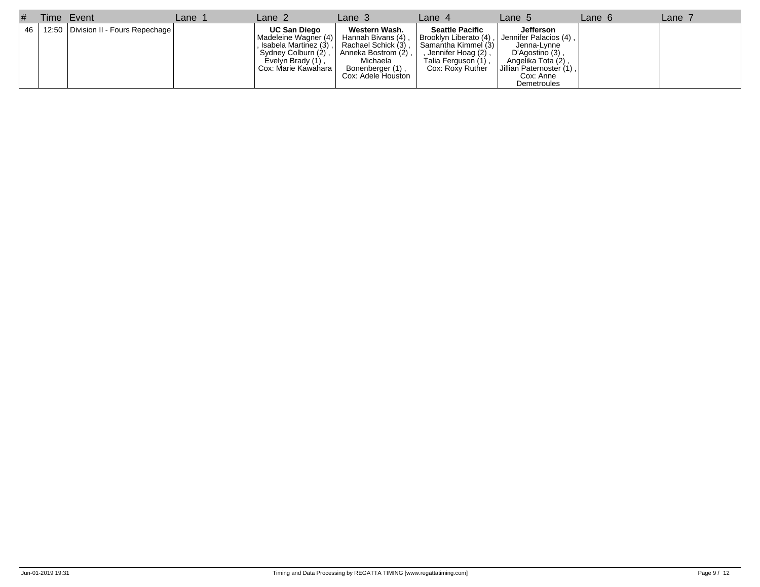| # | Time | Event | Lane 1 | Lane 2 | Lane 3 | Lane 4 | Lane 5 | Lane 6 | Lane 7 |
|---|---|---|---|---|---|---|---|---|---|
| 46 | 12:50 | Division II - Fours Repechage | | **UC San Diego** Madeleine Wagner (4) , Isabela Martinez (3) , Sydney Colburn (2) , Evelyn Brady (1) , Cox: Marie Kawahara | **Western Wash.** Hannah Bivans (4) , Rachael Schick (3) , Anneka Bostrom (2) , Michaela Bonenberger (1) , Cox: Adele Houston | **Seattle Pacific** Brooklyn Liberato (4) , Samantha Kimmel (3) , Jennifer Hoag (2) , Talia Ferguson (1) , Cox: Roxy Ruther | **Jefferson** Jennifer Palacios (4) , Jenna-Lynne D'Agostino (3) , Angelika Tota (2) , Jillian Paternoster (1) , Cox: Anne Demetroules | | |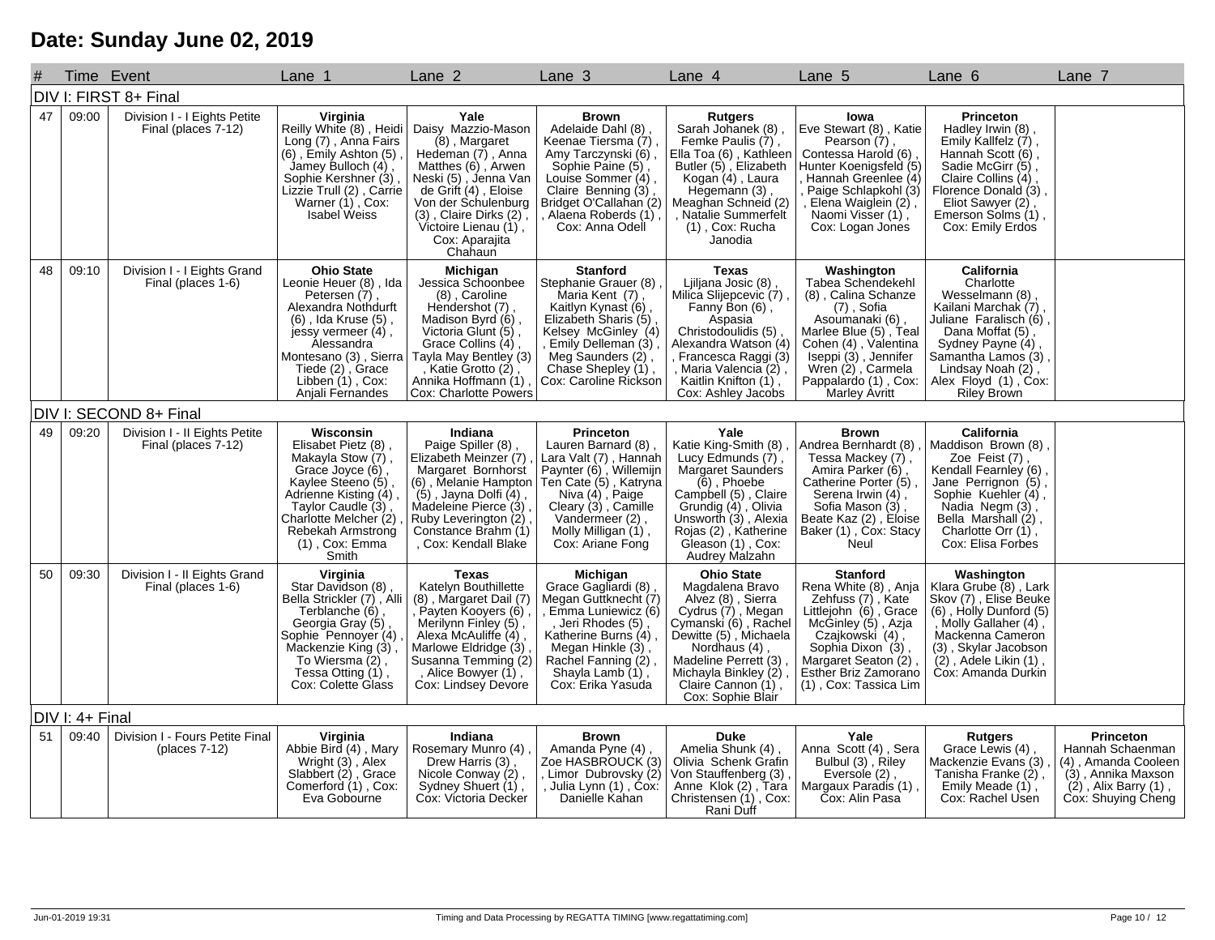# Date: Sunday June 02, 2019

| # | Time | Event | Lane 1 | Lane 2 | Lane 3 | Lane 4 | Lane 5 | Lane 6 | Lane 7 |
|---|---|---|---|---|---|---|---|---|---|
| DIV I: FIRST 8+ Final | | | | | | | | | |
| 47 | 09:00 | Division I - I Eights Petite Final (places 7-12) | **Virginia** Reilly White (8) , Heidi Long (7) , Anna Fairs (6) , Emily Ashton (5) , Jamey Bulloch (4) , Sophie Kershner (3) , Lizzie Trull (2) , Carrie Warner (1) , Cox: Isabel Weiss | **Yale** Daisy Mazzio-Mason (8) , Margaret Hedeman (7) , Anna Matthes (6) , Arwen Neski (5) , Jenna Van de Grift (4) , Eloise Von der Schulenburg (3) , Claire Dirks (2) , Victoire Lienau (1) , Cox: Aparajita Chahaun | **Brown** Adelaide Dahl (8) , Keenae Tiersma (7) , Amy Tarczynski (6) , Sophie Paine (5) , Louise Sommer (4) , Claire Benning (3) , Bridget O'Callahan (2) , Alaena Roberds (1) , Cox: Anna Odell | **Rutgers** Sarah Johanek (8) , Femke Paulis (7) , Ella Toa (6) , Kathleen Butler (5) , Elizabeth Kogan (4) , Laura Hegemann (3) , Meaghan Schneid (2) , Natalie Summerfelt (1) , Cox: Rucha Janodia | **Iowa** Eve Stewart (8) , Katie Pearson (7) , Contessa Harold (6) , Hunter Koenigsfeld (5) , Hannah Greenlee (4) , Paige Schlapkohl (3) , Elena Waiglein (2) , Naomi Visser (1) , Cox: Logan Jones | **Princeton** Hadley Irwin (8) , Emily Kallfelz (7) , Hannah Scott (6) , Sadie McGirr (5) , Claire Collins (4) , Florence Donald (3) , Eliot Sawyer (2) , Emerson Solms (1) , Cox: Emily Erdos | |
| 48 | 09:10 | Division I - I Eights Grand Final (places 1-6) | **Ohio State** Leonie Heuer (8) , Ida Petersen (7) , Alexandra Nothdurft (6) , Ida Kruse (5) , jessy vermeer (4) , Alessandra Montesano (3) , Sierra Tiede (2) , Grace Libben (1) , Cox: Anjali Fernandes | **Michigan** Jessica Schoonbee (8) , Caroline Hendershot (7) , Madison Byrd (6) , Victoria Glunt (5) , Grace Collins (4) , Tayla May Bentley (3) , Katie Grotto (2) , Annika Hoffmann (1) , Cox: Charlotte Powers | **Stanford** Stephanie Grauer (8) , Maria Kent (7) , Kaitlyn Kynast (6) , Elizabeth Sharis (5) , Kelsey McGinley (4) , Emily Delleman (3) , Meg Saunders (2) , Chase Shepley (1) , Cox: Caroline Rickson | **Texas** Ljiljana Josic (8) , Milica Slijepcevic (7) , Fanny Bon (6) , Aspasia Christodoulidis (5) , Alexandra Watson (4) , Francesca Raggi (3) , Maria Valencia (2) , Kaitlin Knifton (1) , Cox: Ashley Jacobs | **Washington** Tabea Schendekehl (8) , Calina Schanze (7) , Sofia Asoumanaki (6) , Marlee Blue (5) , Teal Cohen (4) , Valentina Iseppi (3) , Jennifer Wren (2) , Carmela Pappalardo (1) , Cox: Marley Avritt | **California** Charlotte Wesselmann (8) , Kailani Marchak (7) , Juliane Faralisch (6) , Dana Moffat (5) , Sydney Payne (4) , Samantha Lamos (3) , Lindsay Noah (2) , Alex Floyd (1) , Cox: Riley Brown | |
| DIV I: SECOND 8+ Final | | | | | | | | | |
| 49 | 09:20 | Division I - II Eights Petite Final (places 7-12) | **Wisconsin** Elisabet Pietz (8) , Makayla Stow (7) , Grace Joyce (6) , Kaylee Steeno (5) , Adrienne Kisting (4) , Taylor Caudle (3) , Charlotte Melcher (2) , Rebekah Armstrong (1) , Cox: Emma Smith | **Indiana** Paige Spiller (8) , Elizabeth Meinzer (7) , Margaret Bornhorst (6) , Melanie Hampton (5) , Jayna Dolfi (4) , Madeleine Pierce (3) , Ruby Leverington (2) , Constance Brahm (1) , Cox: Kendall Blake | **Princeton** Lauren Barnard (8) , Lara Valt (7) , Hannah Paynter (6) , Willemijn Ten Cate (5) , Katryna Niva (4) , Paige Cleary (3) , Camille Vandermeer (2) , Molly Milligan (1) , Cox: Ariane Fong | **Yale** Katie King-Smith (8) , Lucy Edmunds (7) , Margaret Saunders (6) , Phoebe Campbell (5) , Claire Grundig (4) , Olivia Unsworth (3) , Alexia Rojas (2) , Katherine Gleason (1) , Cox: Audrey Malzahn | **Brown** Andrea Bernhardt (8) , Tessa Mackey (7) , Amira Parker (6) , Catherine Porter (5) , Serena Irwin (4) , Sofia Mason (3) , Beate Kaz (2) , Eloise Baker (1) , Cox: Stacy Neul | **California** Maddison Brown (8) , Zoe Feist (7) , Kendall Fearnley (6) , Jane Perrignon (5) , Sophie Kuehler (4) , Nadia Negm (3) , Bella Marshall (2) , Charlotte Orr (1) , Cox: Elisa Forbes | |
| 50 | 09:30 | Division I - II Eights Grand Final (places 1-6) | **Virginia** Star Davidson (8) , Bella Strickler (7) , Alli Terblanche (6) , Georgia Gray (5) , Sophie Pennoyer (4) , Mackenzie King (3) , To Wiersma (2) , Tessa Otting (1) , Cox: Colette Glass | **Texas** Katelyn Bouthillette (8) , Margaret Dail (7) , Payten Kooyers (6) , Merilynn Finley (5) , Alexa McAuliffe (4) , Marlowe Eldridge (3) , Susanna Temming (2) , Alice Bowyer (1) , Cox: Lindsey Devore | **Michigan** Grace Gagliardi (8) , Megan Guttknecht (7) , Emma Luniewicz (6) , Jeri Rhodes (5) , Katherine Burns (4) , Megan Hinkle (3) , Rachel Fanning (2) , Shayla Lamb (1) , Cox: Erika Yasuda | **Ohio State** Magdalena Bravo Alvez (8) , Sierra Cydrus (7) , Megan Cymanski (6) , Rachel Dewitte (5) , Michaela Nordhaus (4) , Madeline Perrett (3) , Michayla Binkley (2) , Claire Cannon (1) , Cox: Sophie Blair | **Stanford** Rena White (8) , Anja Zehfuss (7) , Kate Littlejohn (6) , Grace McGinley (5) , Azja Czajkowski (4) , Sophia Dixon (3) , Margaret Seaton (2) , Esther Briz Zamorano (1) , Cox: Tassica Lim | **Washington** Klara Grube (8) , Lark Skov (7) , Elise Beuke (6) , Holly Dunford (5) , Molly Gallaher (4) , Mackenna Cameron (3) , Skylar Jacobson (2) , Adele Likin (1) , Cox: Amanda Durkin | |
| DIV I: 4+ Final | | | | | | | | | |
| 51 | 09:40 | Division I - Fours Petite Final (places 7-12) | **Virginia** Abbie Bird (4) , Mary Wright (3) , Alex Slabbert (2) , Grace Comerford (1) , Cox: Eva Gobourne | **Indiana** Rosemary Munro (4) , Drew Harris (3) , Nicole Conway (2) , Sydney Shuert (1) , Cox: Victoria Decker | **Brown** Amanda Pyne (4) , Zoe HASBROUCK (3) , Limor Dubrovsky (2) , Julia Lynn (1) , Cox: Danielle Kahan | **Duke** Amelia Shunk (4) , Olivia Schenk Grafin Von Stauffenberg (3) , Anne Klok (2) , Tara Christensen (1) , Cox: Rani Duff | **Yale** Anna Scott (4) , Sera Bulbul (3) , Riley Eversole (2) , Margaux Paradis (1) , Cox: Alin Pasa | **Rutgers** Grace Lewis (4) , Mackenzie Evans (3) , Tanisha Franke (2) , Emily Meade (1) , Cox: Rachel Usen | **Princeton** Hannah Schaenman (4) , Amanda Cooleen (3) , Annika Maxson (2) , Alix Barry (1) , Cox: Shuying Cheng |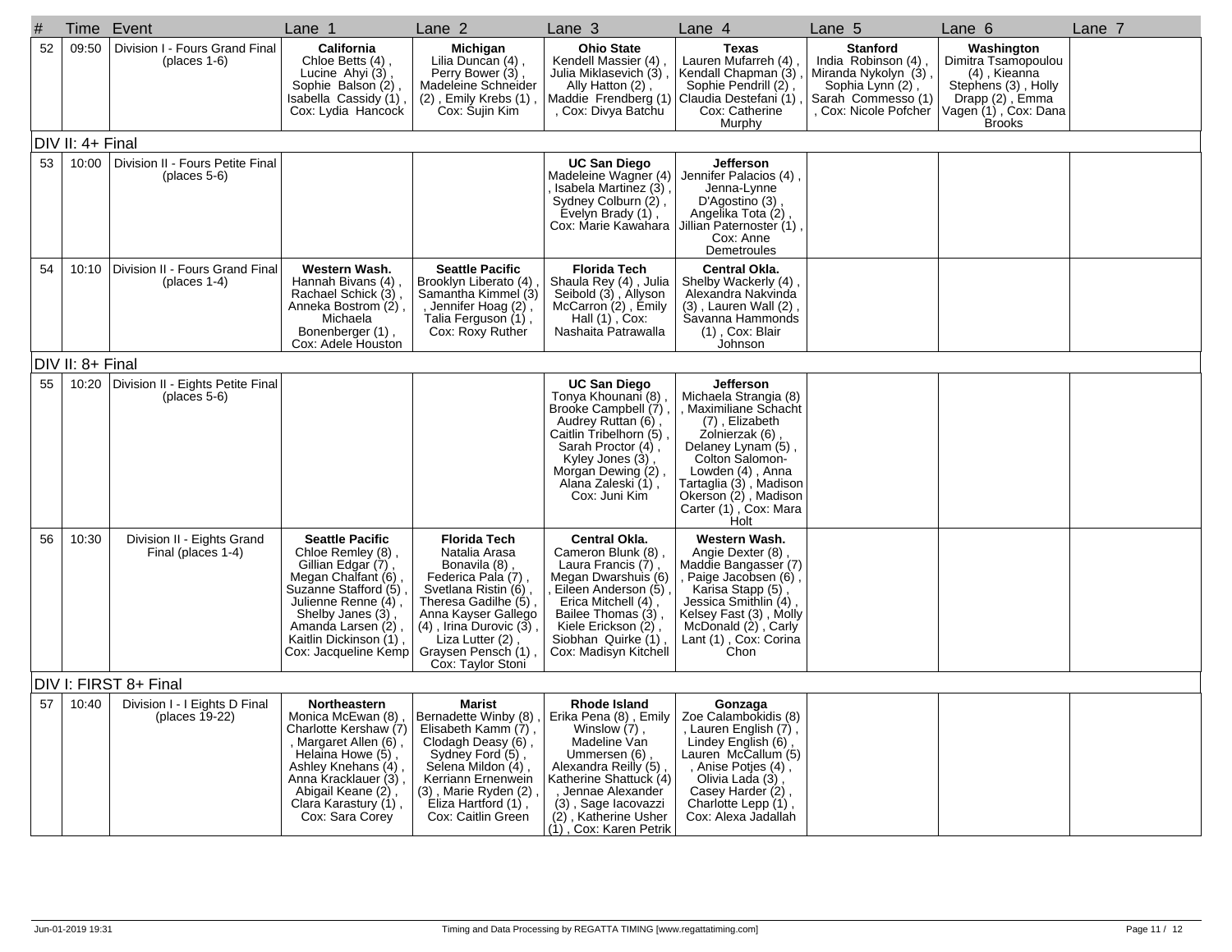| # | Time | Event | Lane 1 | Lane 2 | Lane 3 | Lane 4 | Lane 5 | Lane 6 | Lane 7 |
|---|---|---|---|---|---|---|---|---|---|
| 52 | 09:50 | Division I - Fours Grand Final (places 1-6) | **California** Chloe Betts (4) , Lucine Ahyi (3) , Sophie Balson (2) , Isabella Cassidy (1) , Cox: Lydia Hancock | **Michigan** Lilia Duncan (4) , Perry Bower (3) , Madeleine Schneider (2) , Emily Krebs (1) , Cox: Sujin Kim | **Ohio State** Kendell Massier (4) , Julia Miklasevich (3) , Ally Hatton (2) , Maddie Frendberg (1) , Cox: Divya Batchu | **Texas** Lauren Mufarreh (4) , Kendall Chapman (3) , Sophie Pendrill (2) , Claudia Destefani (1) , Cox: Catherine Murphy | **Stanford** India Robinson (4) , Miranda Nykolyn (3) , Sophia Lynn (2) , Sarah Commesso (1) , Cox: Nicole Pofcher | **Washington** Dimitra Tsamopoulou (4) , Kieanna Stephens (3) , Holly Drapp (2) , Emma Vagen (1) , Cox: Dana Brooks | |
| DIV II: 4+ Final | | | | | | | | | |
| 53 | 10:00 | Division II - Fours Petite Final (places 5-6) | | | **UC San Diego** Madeleine Wagner (4) , Isabela Martinez (3) , Sydney Colburn (2) , Evelyn Brady (1) , Cox: Marie Kawahara | **Jefferson** Jennifer Palacios (4) , Jenna-Lynne D'Agostino (3) , Angelika Tota (2) , Jillian Paternoster (1) , Cox: Anne Demetroules | | | |
| 54 | 10:10 | Division II - Fours Grand Final (places 1-4) | **Western Wash.** Hannah Bivans (4) , Rachael Schick (3) , Anneka Bostrom (2) , Michaela Bonenberger (1) , Cox: Adele Houston | **Seattle Pacific** Brooklyn Liberato (4) , Samantha Kimmel (3) , Jennifer Hoag (2) , Talia Ferguson (1) , Cox: Roxy Ruther | **Florida Tech** Shaula Rey (4) , Julia Seibold (3) , Allyson McCarron (2) , Emily Hall (1) , Cox: Nashaita Patrawalla | **Central Okla.** Shelby Wackerly (4) , Alexandra Nakvinda (3) , Lauren Wall (2) , Savanna Hammonds (1) , Cox: Blair Johnson | | | |
| DIV II: 8+ Final | | | | | | | | | |
| 55 | 10:20 | Division II - Eights Petite Final (places 5-6) | | | **UC San Diego** Tonya Khounani (8) , Brooke Campbell (7) , Audrey Ruttan (6) , Caitlin Tribelhorn (5) , Sarah Proctor (4) , Kyley Jones (3) , Morgan Dewing (2) , Alana Zaleski (1) , Cox: Juni Kim | **Jefferson** Michaela Strangia (8) , Maximiliane Schacht (7) , Elizabeth Zolnierzak (6) , Delaney Lynam (5) , Colton Salomon-Lowden (4) , Anna Tartaglia (3) , Madison Okerson (2) , Madison Carter (1) , Cox: Mara Holt | | | |
| 56 | 10:30 | Division II - Eights Grand Final (places 1-4) | **Seattle Pacific** Chloe Remley (8) , Gillian Edgar (7) , Megan Chalfant (6) , Suzanne Stafford (5) , Julienne Renne (4) , Shelby Janes (3) , Amanda Larsen (2) , Kaitlin Dickinson (1) , Cox: Jacqueline Kemp | **Florida Tech** Natalia Arasa Bonavila (8) , Federica Pala (7) , Svetlana Ristin (6) , Theresa Gadilhe (5) , Anna Kayser Gallego (4) , Irina Durovic (3) , Liza Lutter (2) , Graysen Pensch (1) , Cox: Taylor Stoni | **Central Okla.** Cameron Blunk (8) , Laura Francis (7) , Megan Dwarshuis (6) , Eileen Anderson (5) , Erica Mitchell (4) , Bailee Thomas (3) , Kiele Erickson (2) , Siobhan Quirke (1) , Cox: Madisyn Kitchell | **Western Wash.** Angie Dexter (8) , Maddie Bangasser (7) , Paige Jacobsen (6) , Karisa Stapp (5) , Jessica Smithlin (4) , Kelsey Fast (3) , Molly McDonald (2) , Carly Lant (1) , Cox: Corina Chon | | | |
| DIV I: FIRST 8+ Final | | | | | | | | | |
| 57 | 10:40 | Division I - I Eights D Final (places 19-22) | **Northeastern** Monica McEwan (8) , Charlotte Kershaw (7) , Margaret Allen (6) , Helaina Howe (5) , Ashley Knehans (4) , Anna Kracklauer (3) , Abigail Keane (2) , Clara Karastury (1) , Cox: Sara Corey | **Marist** Bernadette Winby (8) , Elisabeth Kamm (7) , Clodagh Deasy (6) , Sydney Ford (5) , Selena Mildon (4) , Kerriann Ernenwein (3) , Marie Ryden (2) , Eliza Hartford (1) , Cox: Caitlin Green | **Rhode Island** Erika Pena (8) , Emily Winslow (7) , Madeline Van Ummersen (6) , Alexandra Reilly (5) , Katherine Shattuck (4) , Jennae Alexander (3) , Sage Iacovazzi (2) , Katherine Usher (1) , Cox: Karen Petrik | **Gonzaga** Zoe Calambokidis (8) , Lauren English (7) , Lindey English (6) , Lauren McCallum (5) , Anise Potjes (4) , Olivia Lada (3) , Casey Harder (2) , Charlotte Lepp (1) , Cox: Alexa Jadallah | | | |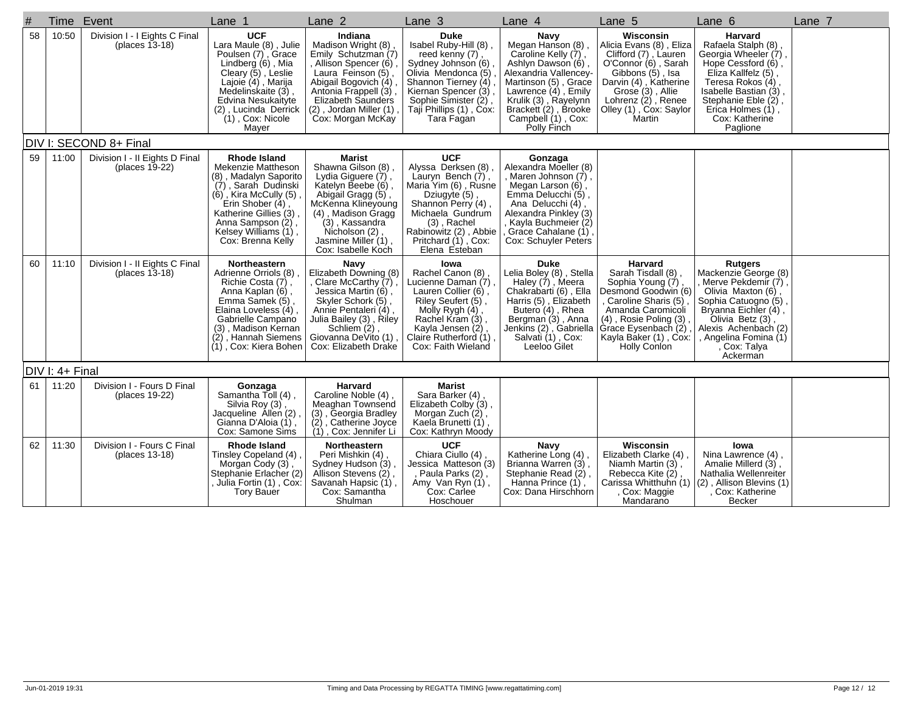| # | Time | Event | Lane 1 | Lane 2 | Lane 3 | Lane 4 | Lane 5 | Lane 6 | Lane 7 |
|---|---|---|---|---|---|---|---|---|---|
| 58 | 10:50 | Division I - I Eights C Final (places 13-18) | **UCF** Lara Maule (8) , Julie Poulsen (7) , Grace Lindberg (6) , Mia Cleary (5) , Leslie Lajoie (4) , Marija Medelinskaite (3) , Edvina Nesukaityte (2) , Lucinda Derrick (1) , Cox: Nicole Mayer | **Indiana** Madison Wright (8) , Emily Schutzman (7) , Allison Spencer (6) , Laura Feinson (5) , Abigail Bogovich (4) , Antonia Frappell (3) , Elizabeth Saunders (2) , Jordan Miller (1) , Cox: Morgan McKay | **Duke** Isabel Ruby-Hill (8) , reed kenny (7) , Sydney Johnson (6) , Olivia Mendonca (5) , Shannon Tierney (4) , Kiernan Spencer (3) , Sophie Simister (2) , Taji Phillips (1) , Cox: Tara Fagan | **Navy** Megan Hanson (8) , Caroline Kelly (7) , Ashlyn Dawson (6) , Alexandria Vallencey-Martinson (5) , Grace Lawrence (4) , Emily Krulik (3) , Rayelynn Brackett (2) , Brooke Campbell (1) , Cox: Polly Finch | **Wisconsin** Alicia Evans (8) , Eliza Clifford (7) , Lauren O'Connor (6) , Sarah Gibbons (5) , Isa Darvin (4) , Katherine Grose (3) , Allie Lohrenz (2) , Renee Olley (1) , Cox: Saylor Martin | **Harvard** Rafaela Stalph (8) , Georgia Wheeler (7) , Hope Cessford (6) , Eliza Kallfelz (5) , Teresa Rokos (4) , Isabelle Bastian (3) , Stephanie Eble (2) , Erica Holmes (1) , Cox: Katherine Paglione | |
| DIV I: SECOND 8+ Final | | | | | | | | | |
| 59 | 11:00 | Division I - II Eights D Final (places 19-22) | **Rhode Island** Mekenzie Mattheson (8) , Madalyn Saporito (7) , Sarah Dudinski (6) , Kira McCully (5) , Erin Shober (4) , Katherine Gillies (3) , Anna Sampson (2) , Kelsey Williams (1) , Cox: Brenna Kelly | **Marist** Shawna Gilson (8) , Lydia Giguere (7) , Katelyn Beebe (6) , Abigail Gragg (5) , McKenna Klineyoung (4) , Madison Gragg (3) , Kassandra Nicholson (2) , Jasmine Miller (1) , Cox: Isabelle Koch | **UCF** Alyssa Derksen (8) , Lauryn Bench (7) , Maria Yim (6) , Rusne Dziugyte (5) , Shannon Perry (4) , Michaela Gundrum (3) , Rachel Rabinowitz (2) , Abbie Pritchard (1) , Cox: Elena Esteban | **Gonzaga** Alexandra Moeller (8) , Maren Johnson (7) , Megan Larson (6) , Emma Delucchi (5) , Ana Delucchi (4) , Alexandra Pinkley (3) , Kayla Buchmeier (2) , Grace Cahalane (1) , Cox: Schuyler Peters | | | |
| 60 | 11:10 | Division I - II Eights C Final (places 13-18) | **Northeastern** Adrienne Orriols (8) , Richie Costa (7) , Anna Kaplan (6) , Emma Samek (5) , Elaina Loveless (4) , Gabrielle Campano (3) , Madison Kernan (2) , Hannah Siemens (1) , Cox: Kiera Bohen | **Navy** Elizabeth Downing (8) , Clare McCarthy (7) , Jessica Martin (6) , Skyler Schork (5) , Annie Pentaleri (4) , Julia Bailey (3) , Riley Schliem (2) , Giovanna DeVito (1) , Cox: Elizabeth Drake | **Iowa** Rachel Canon (8) , Lucienne Daman (7) , Lauren Collier (6) , Riley Seufert (5) , Molly Rygh (4) , Rachel Kram (3) , Kayla Jensen (2) , Claire Rutherford (1) , Cox: Faith Wieland | **Duke** Lelia Boley (8) , Stella Haley (7) , Meera Chakrabarti (6) , Ella Harris (5) , Elizabeth Butero (4) , Rhea Bergman (3) , Anna Jenkins (2) , Gabriella Salvati (1) , Cox: Leeloo Gilet | **Harvard** Sarah Tisdall (8) , Sophia Young (7) , Desmond Goodwin (6) , Caroline Sharis (5) , Amanda Caromicoli (4) , Rosie Poling (3) , Grace Eysenbach (2) , Kayla Baker (1) , Cox: Holly Conlon | **Rutgers** Mackenzie George (8) , Merve Pekdemir (7) , Olivia Maxton (6) , Sophia Catuogno (5) , Bryanna Eichler (4) , Olivia Betz (3) , Alexis Achenbach (2) , Angelina Fomina (1) , Cox: Talya Ackerman | |
| DIV I: 4+ Final | | | | | | | | | |
| 61 | 11:20 | Division I - Fours D Final (places 19-22) | **Gonzaga** Samantha Toll (4) , Silvia Roy (3) , Jacqueline Allen (2) , Gianna D'Aloia (1) , Cox: Samone Sims | **Harvard** Caroline Noble (4) , Meaghan Townsend (3) , Georgia Bradley (2) , Catherine Joyce (1) , Cox: Jennifer Li | **Marist** Sara Barker (4) , Elizabeth Colby (3) , Morgan Zuch (2) , Kaela Brunetti (1) , Cox: Kathryn Moody | | | | |
| 62 | 11:30 | Division I - Fours C Final (places 13-18) | **Rhode Island** Tinsley Copeland (4) , Morgan Cody (3) , Stephanie Erlacher (2) , Julia Fortin (1) , Cox: Tory Bauer | **Northeastern** Peri Mishkin (4) , Sydney Hudson (3) , Allison Stevens (2) , Savanah Hapsic (1) , Cox: Samantha Shulman | **UCF** Chiara Ciullo (4) , Jessica Matteson (3) , Paula Parks (2) , Amy Van Ryn (1) , Cox: Carlee Hoschouer | **Navy** Katherine Long (4) , Brianna Warren (3) , Stephanie Read (2) , Hanna Prince (1) , Cox: Dana Hirschhorn | **Wisconsin** Elizabeth Clarke (4) , Niamh Martin (3) , Rebecca Kite (2) , Carissa Whitthuhn (1) , Cox: Maggie Mandarano | **Iowa** Nina Lawrence (4) , Amalie Millerd (3) , Nathalia Wellenreiter (2) , Allison Blevins (1) , Cox: Katherine Becker | |

Jun-01-2019 19:31 Timing and Data Processing by REGATTA TIMING [www.regattatiming.com]